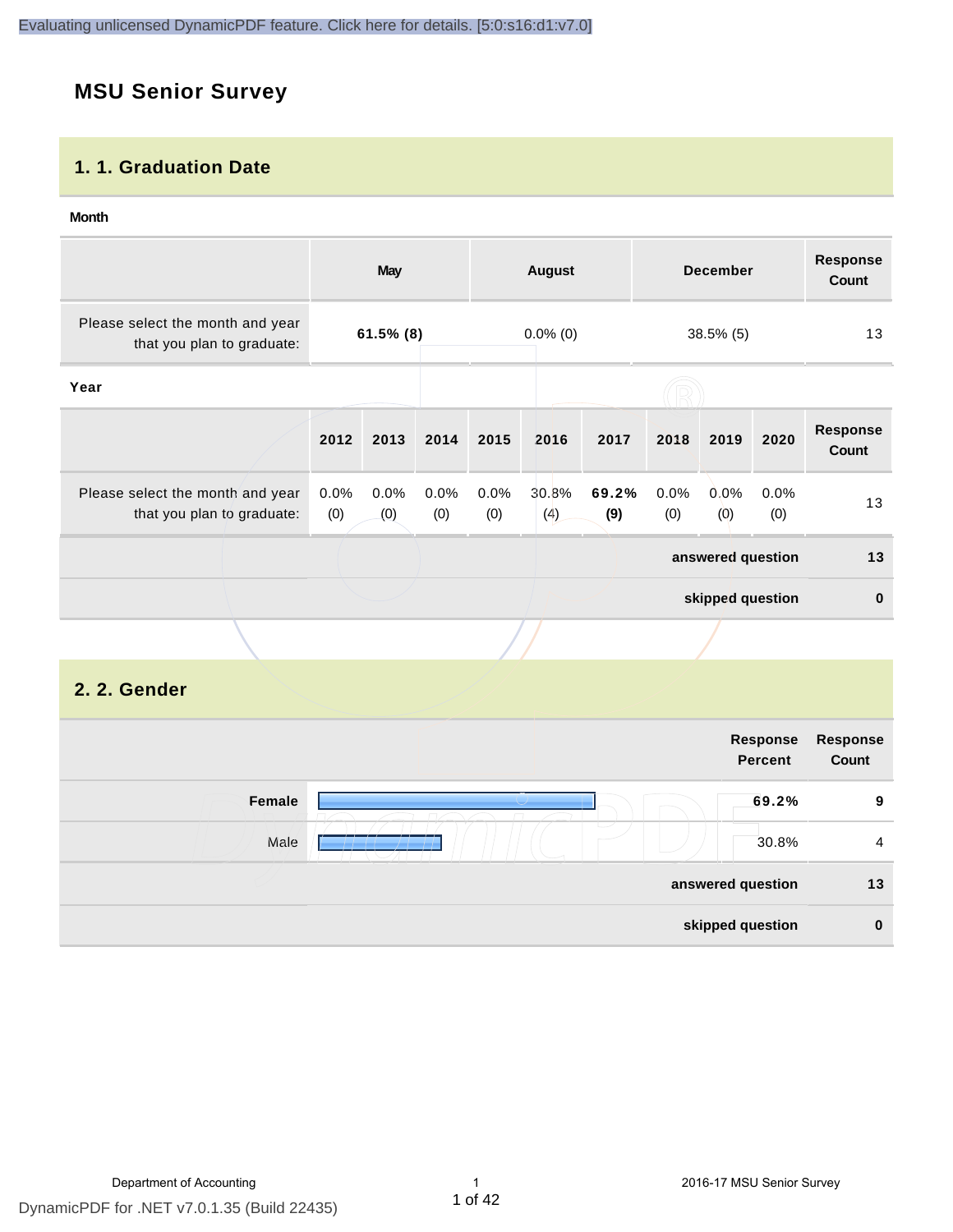# MSU Senior Survey

## 1. 1. Graduation Date

**Month**

| | May | August | December | Response Count |
|---|---|---|---|---|
| Please select the month and year that you plan to graduate: | **61.5% (8)** | 0.0% (0) | 38.5% (5) | 13 |

**Year**

| | 2012 | 2013 | 2014 | 2015 | 2016 | 2017 | 2018 | 2019 | 2020 | Response Count |
|---|---|---|---|---|---|---|---|---|---|---|
| Please select the month and year that you plan to graduate: | 0.0% (0) | 0.0% (0) | 0.0% (0) | 0.0% (0) | 30.8% (4) | **69.2% (9)** | 0.0% (0) | 0.0% (0) | 0.0% (0) | 13 |
| | | | | | | | | | **answered question** | **13** |
| | | | | | | | | | **skipped question** | **0** |

## 2. 2. Gender

| | Response Percent | Response Count |
|---|---|---|
| **Female** | **69.2%** | **9** |
| Male | 30.8% | 4 |
| **answered question** | | **13** |
| **skipped question** | | **0** |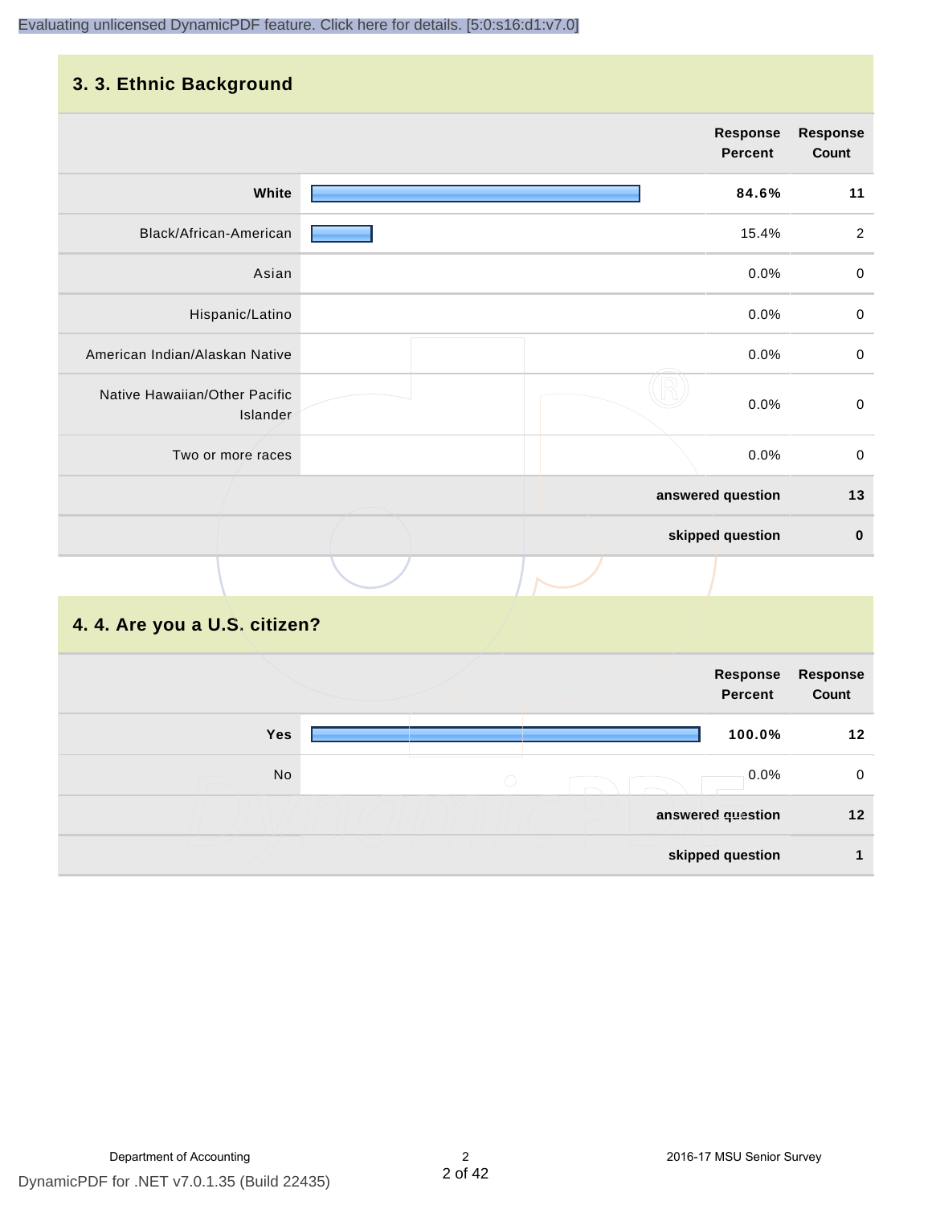## 3. 3. Ethnic Background

| | Response Percent | Response Count |
|---|---|---|
| **White** | **84.6%** | **11** |
| Black/African-American | 15.4% | 2 |
| Asian | 0.0% | 0 |
| Hispanic/Latino | 0.0% | 0 |
| American Indian/Alaskan Native | 0.0% | 0 |
| Native Hawaiian/Other Pacific Islander | 0.0% | 0 |
| Two or more races | 0.0% | 0 |
| | **answered question** | **13** |
| | **skipped question** | **0** |

## 4. 4. Are you a U.S. citizen?

| | Response Percent | Response Count |
|---|---|---|
| **Yes** | **100.0%** | **12** |
| No | 0.0% | 0 |
| | **answered question** | **12** |
| | **skipped question** | **1** |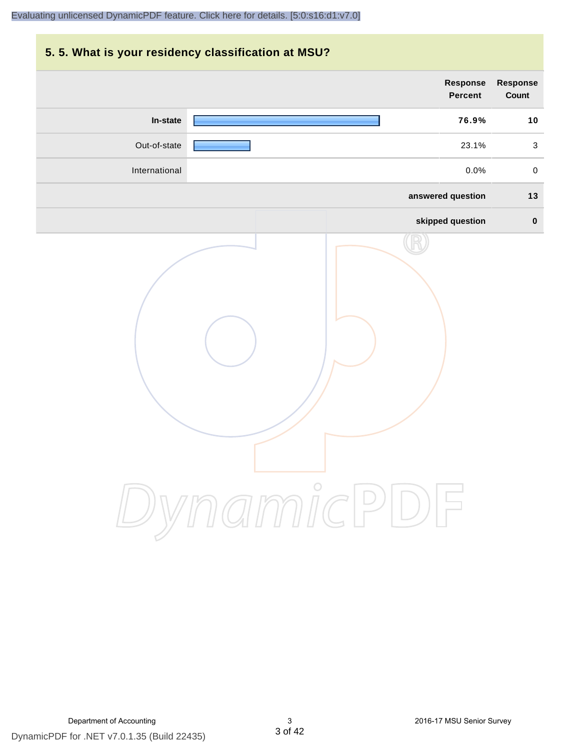## 5. 5. What is your residency classification at MSU?

| | Response Percent | Response Count |
|---|---|---|
| **In-state** | **76.9%** | **10** |
| Out-of-state | 23.1% | 3 |
| International | 0.0% | 0 |
| **answered question** | | **13** |
| **skipped question** | | **0** |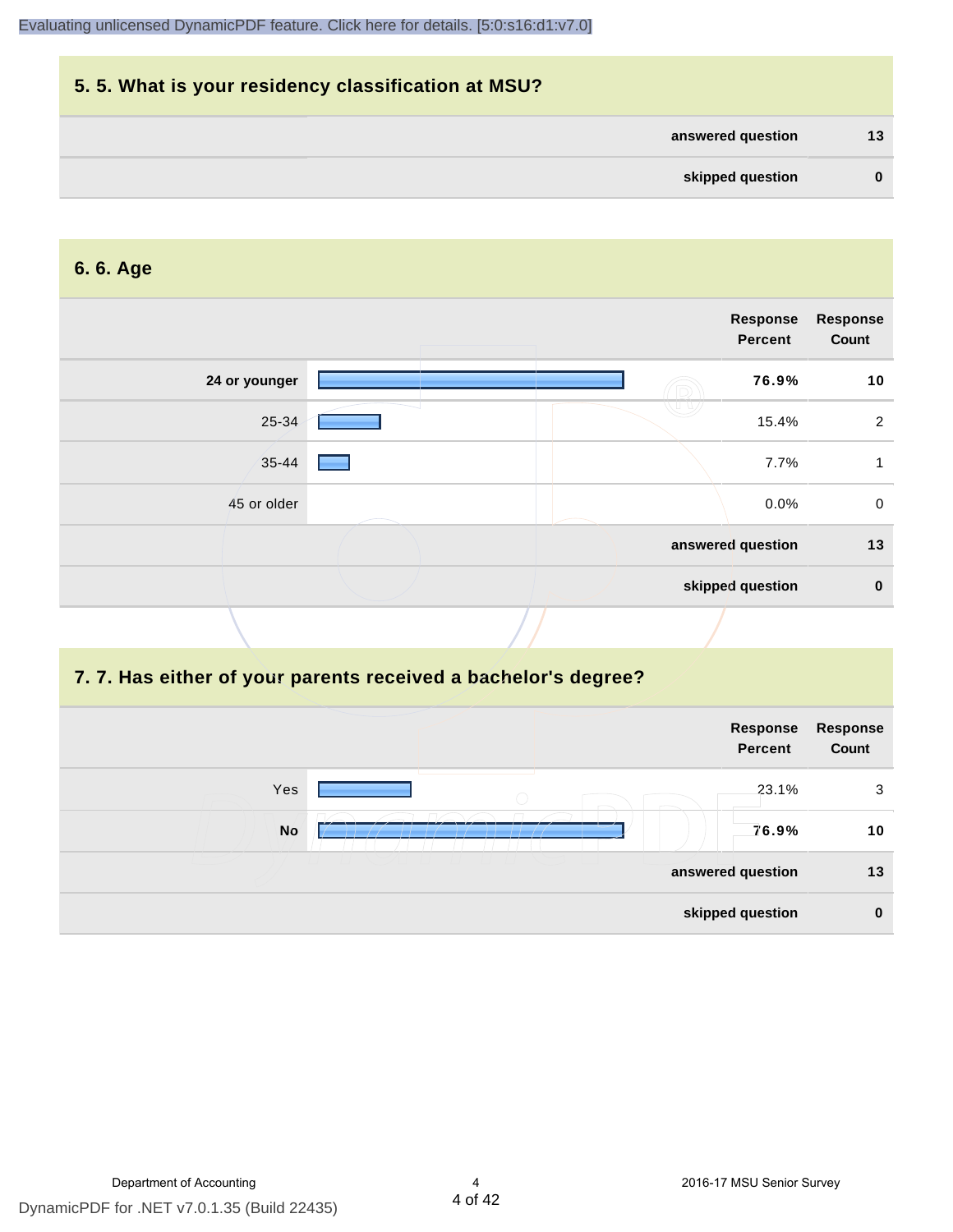## 5. 5. What is your residency classification at MSU?

| | |
|---|---|
| **answered question** | **13** |
| **skipped question** | **0** |

## 6. 6. Age

| | Response Percent | Response Count |
|---|---|---|
| **24 or younger** | **76.9%** | **10** |
| 25-34 | 15.4% | 2 |
| 35-44 | 7.7% | 1 |
| 45 or older | 0.0% | 0 |
| **answered question** | | **13** |
| **skipped question** | | **0** |

## 7. 7. Has either of your parents received a bachelor's degree?

| | Response Percent | Response Count |
|---|---|---|
| Yes | 23.1% | 3 |
| **No** | **76.9%** | **10** |
| **answered question** | | **13** |
| **skipped question** | | **0** |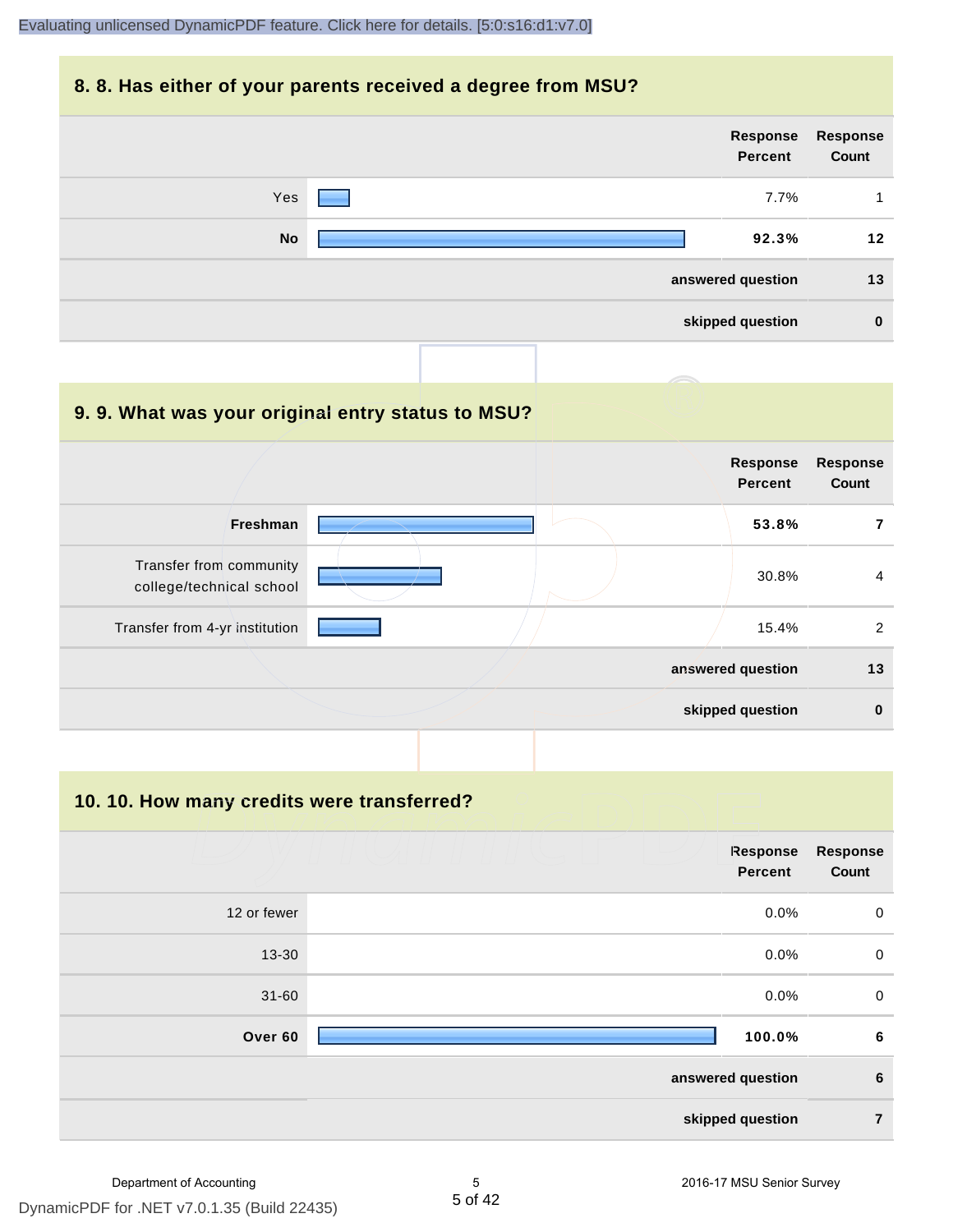## 8. 8. Has either of your parents received a degree from MSU?

| | Response Percent | Response Count |
|---|---|---|
| Yes | 7.7% | 1 |
| **No** | **92.3%** | **12** |
| | **answered question** | **13** |
| | **skipped question** | **0** |

## 9. 9. What was your original entry status to MSU?

| | Response Percent | Response Count |
|---|---|---|
| **Freshman** | **53.8%** | **7** |
| Transfer from community college/technical school | 30.8% | 4 |
| Transfer from 4-yr institution | 15.4% | 2 |
| | **answered question** | **13** |
| | **skipped question** | **0** |

## 10. 10. How many credits were transferred?

| | Response Percent | Response Count |
|---|---|---|
| 12 or fewer | 0.0% | 0 |
| 13-30 | 0.0% | 0 |
| 31-60 | 0.0% | 0 |
| **Over 60** | **100.0%** | **6** |
| | **answered question** | **6** |
| | **skipped question** | **7** |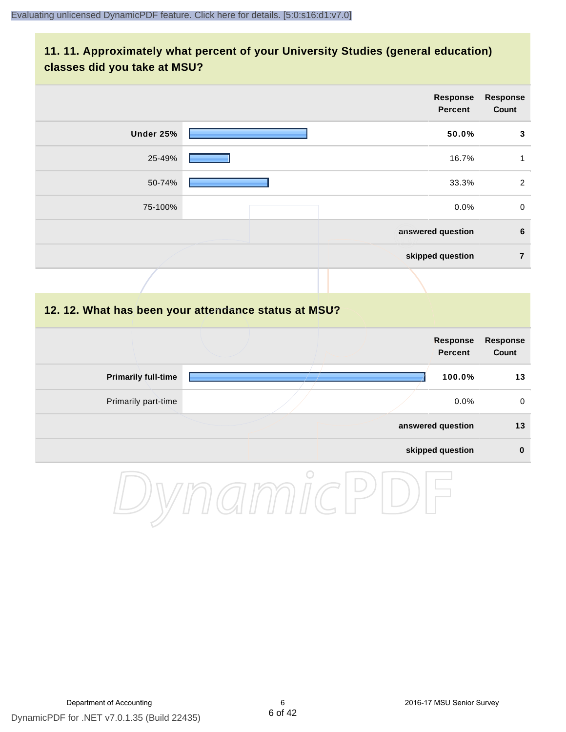## 11. 11. Approximately what percent of your University Studies (general education) classes did you take at MSU?

| | Response Percent | Response Count |
|---|---|---|
| **Under 25%** | **50.0%** | **3** |
| 25-49% | 16.7% | 1 |
| 50-74% | 33.3% | 2 |
| 75-100% | 0.0% | 0 |
| | **answered question** | **6** |
| | **skipped question** | **7** |

## 12. 12. What has been your attendance status at MSU?

| | Response Percent | Response Count |
|---|---|---|
| **Primarily full-time** | **100.0%** | **13** |
| Primarily part-time | 0.0% | 0 |
| | **answered question** | **13** |
| | **skipped question** | **0** |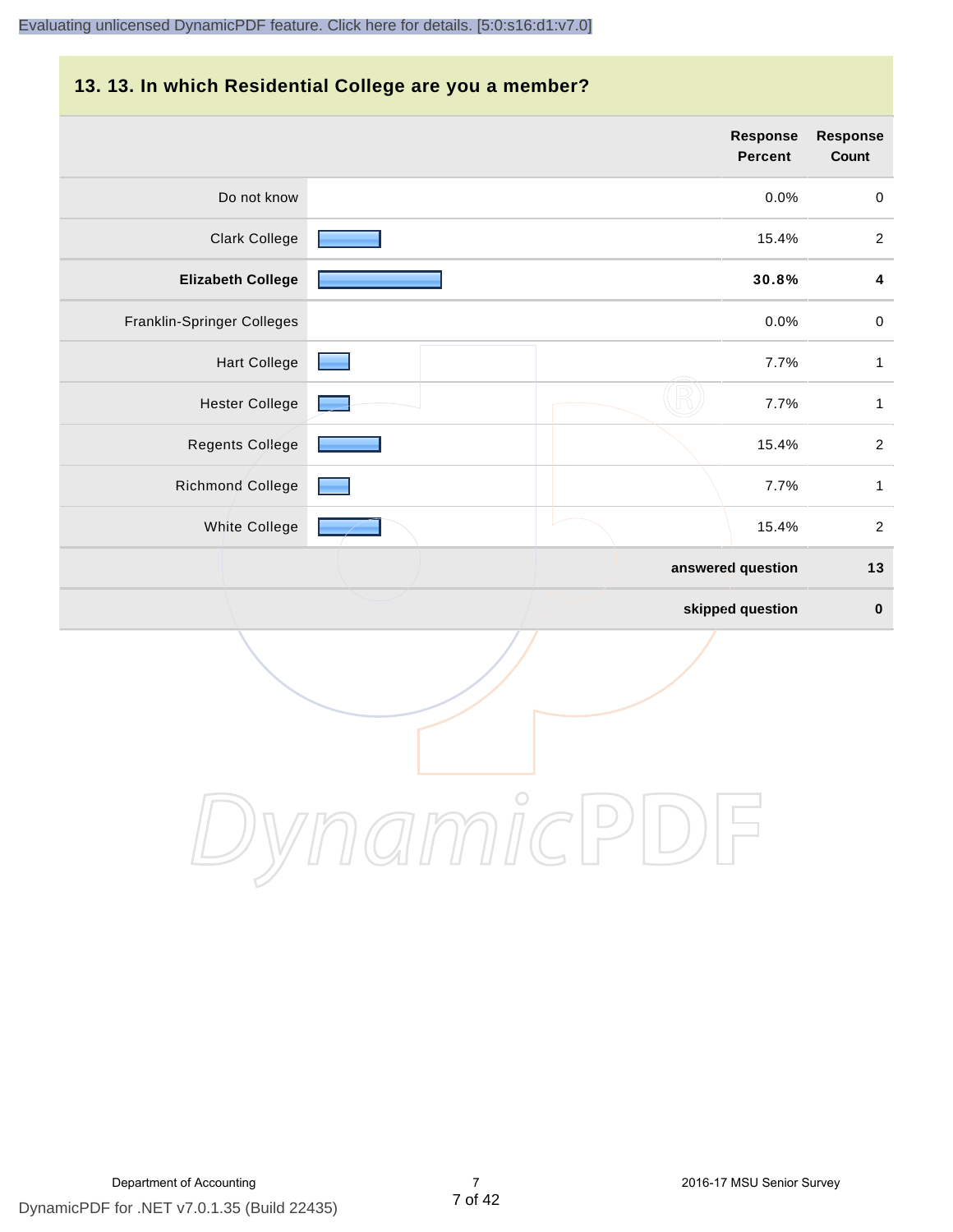## 13. 13. In which Residential College are you a member?

| | Response Percent | Response Count |
|---|---|---|
| Do not know | 0.0% | 0 |
| Clark College | 15.4% | 2 |
| **Elizabeth College** | **30.8%** | **4** |
| Franklin-Springer Colleges | 0.0% | 0 |
| Hart College | 7.7% | 1 |
| Hester College | 7.7% | 1 |
| Regents College | 15.4% | 2 |
| Richmond College | 7.7% | 1 |
| White College | 15.4% | 2 |
| | **answered question** | **13** |
| | **skipped question** | **0** |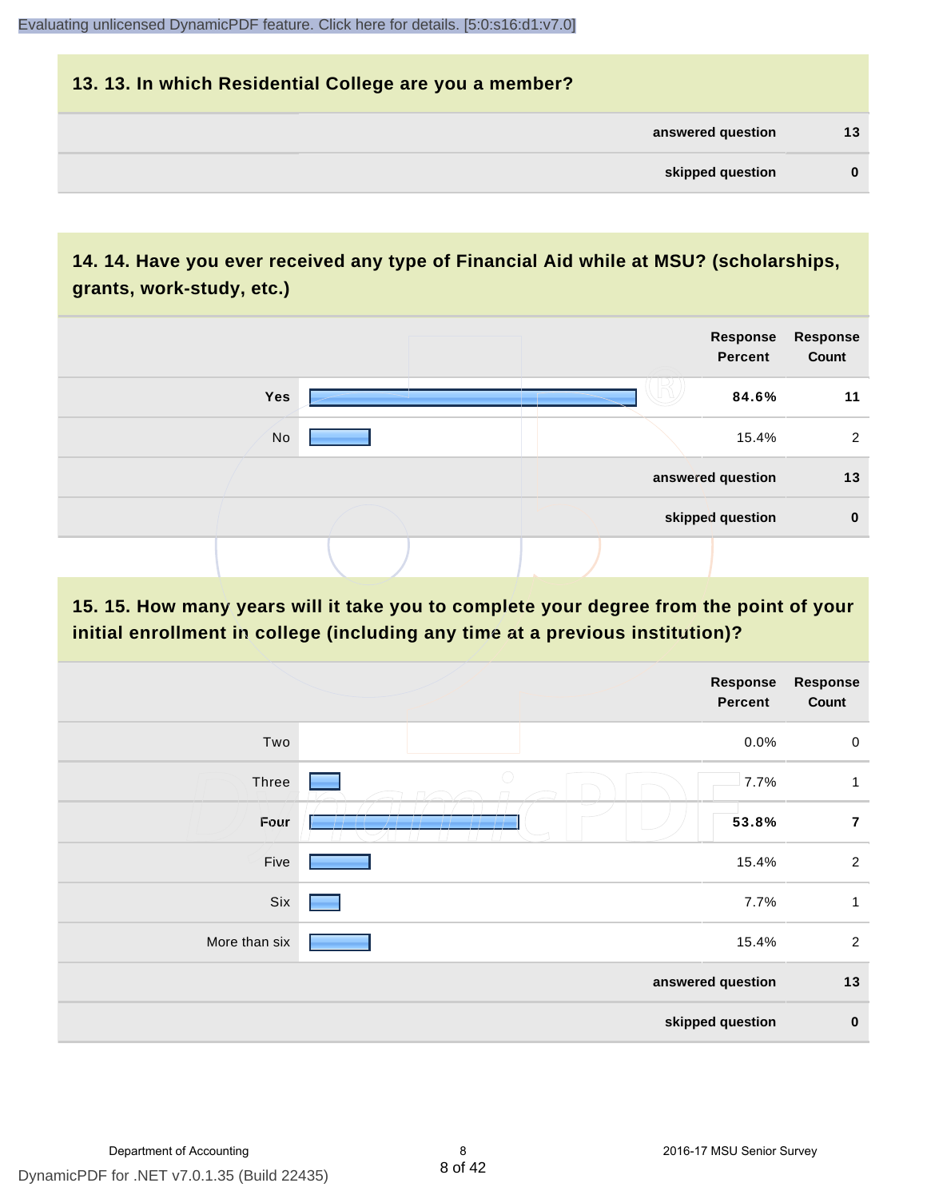## 13. 13. In which Residential College are you a member?

| | |
|---|---|
| **answered question** | **13** |
| **skipped question** | **0** |

## 14. 14. Have you ever received any type of Financial Aid while at MSU? (scholarships, grants, work-study, etc.)

| | Response Percent | Response Count |
|---|---|---|
| **Yes** | **84.6%** | **11** |
| No | 15.4% | 2 |
| **answered question** | | **13** |
| **skipped question** | | **0** |

## 15. 15. How many years will it take you to complete your degree from the point of your initial enrollment in college (including any time at a previous institution)?

| | Response Percent | Response Count |
|---|---|---|
| Two | 0.0% | 0 |
| Three | 7.7% | 1 |
| **Four** | **53.8%** | **7** |
| Five | 15.4% | 2 |
| Six | 7.7% | 1 |
| More than six | 15.4% | 2 |
| **answered question** | | **13** |
| **skipped question** | | **0** |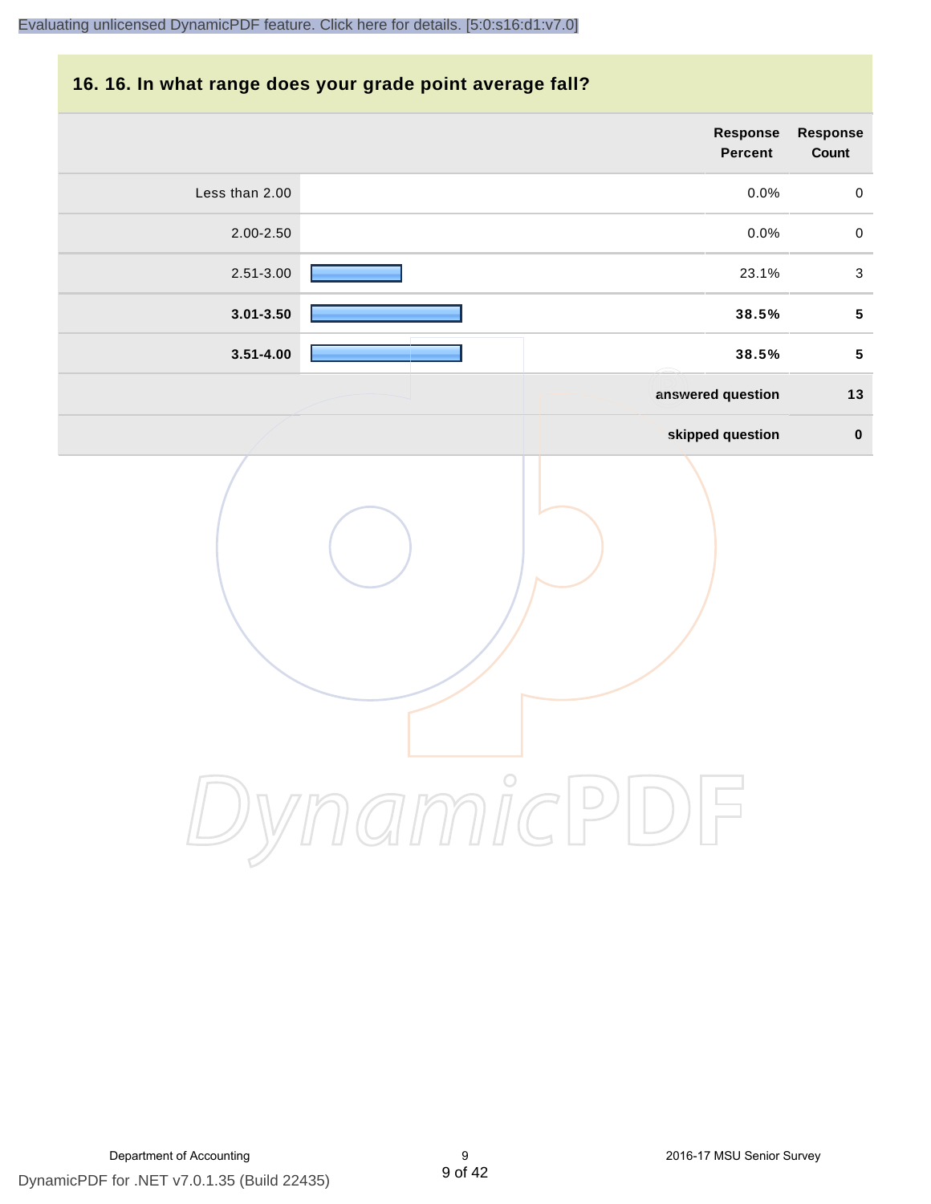## 16. 16. In what range does your grade point average fall?

| | Response Percent | Response Count |
|---|---|---|
| Less than 2.00 | 0.0% | 0 |
| 2.00-2.50 | 0.0% | 0 |
| 2.51-3.00 | 23.1% | 3 |
| **3.01-3.50** | **38.5%** | **5** |
| **3.51-4.00** | **38.5%** | **5** |
| | **answered question** | **13** |
| | **skipped question** | **0** |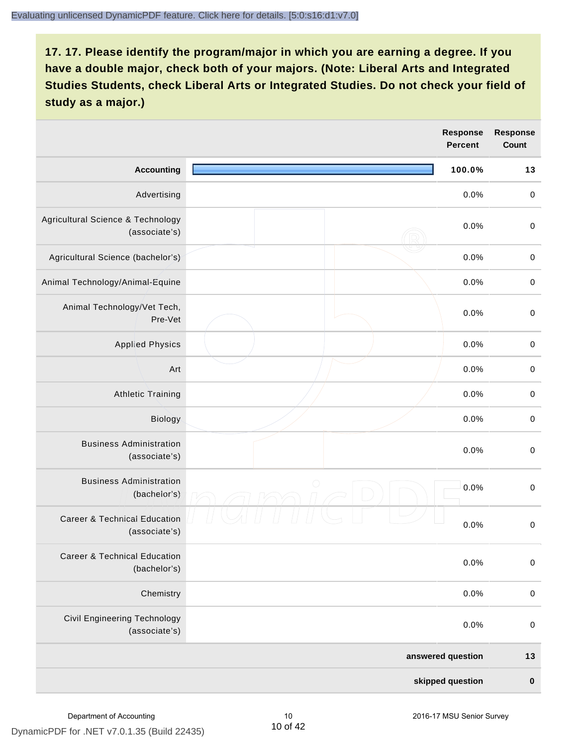**17. 17. Please identify the program/major in which you are earning a degree. If you have a double major, check both of your majors. (Note: Liberal Arts and Integrated Studies Students, check Liberal Arts or Integrated Studies. Do not check your field of study as a major.)**

| | Response Percent | Response Count |
|---|---|---|
| **Accounting** | **100.0%** | **13** |
| Advertising | 0.0% | 0 |
| Agricultural Science & Technology (associate's) | 0.0% | 0 |
| Agricultural Science (bachelor's) | 0.0% | 0 |
| Animal Technology/Animal-Equine | 0.0% | 0 |
| Animal Technology/Vet Tech, Pre-Vet | 0.0% | 0 |
| Applied Physics | 0.0% | 0 |
| Art | 0.0% | 0 |
| Athletic Training | 0.0% | 0 |
| Biology | 0.0% | 0 |
| Business Administration (associate's) | 0.0% | 0 |
| Business Administration (bachelor's) | 0.0% | 0 |
| Career & Technical Education (associate's) | 0.0% | 0 |
| Career & Technical Education (bachelor's) | 0.0% | 0 |
| Chemistry | 0.0% | 0 |
| Civil Engineering Technology (associate's) | 0.0% | 0 |
| | **answered question** | **13** |
| | **skipped question** | **0** |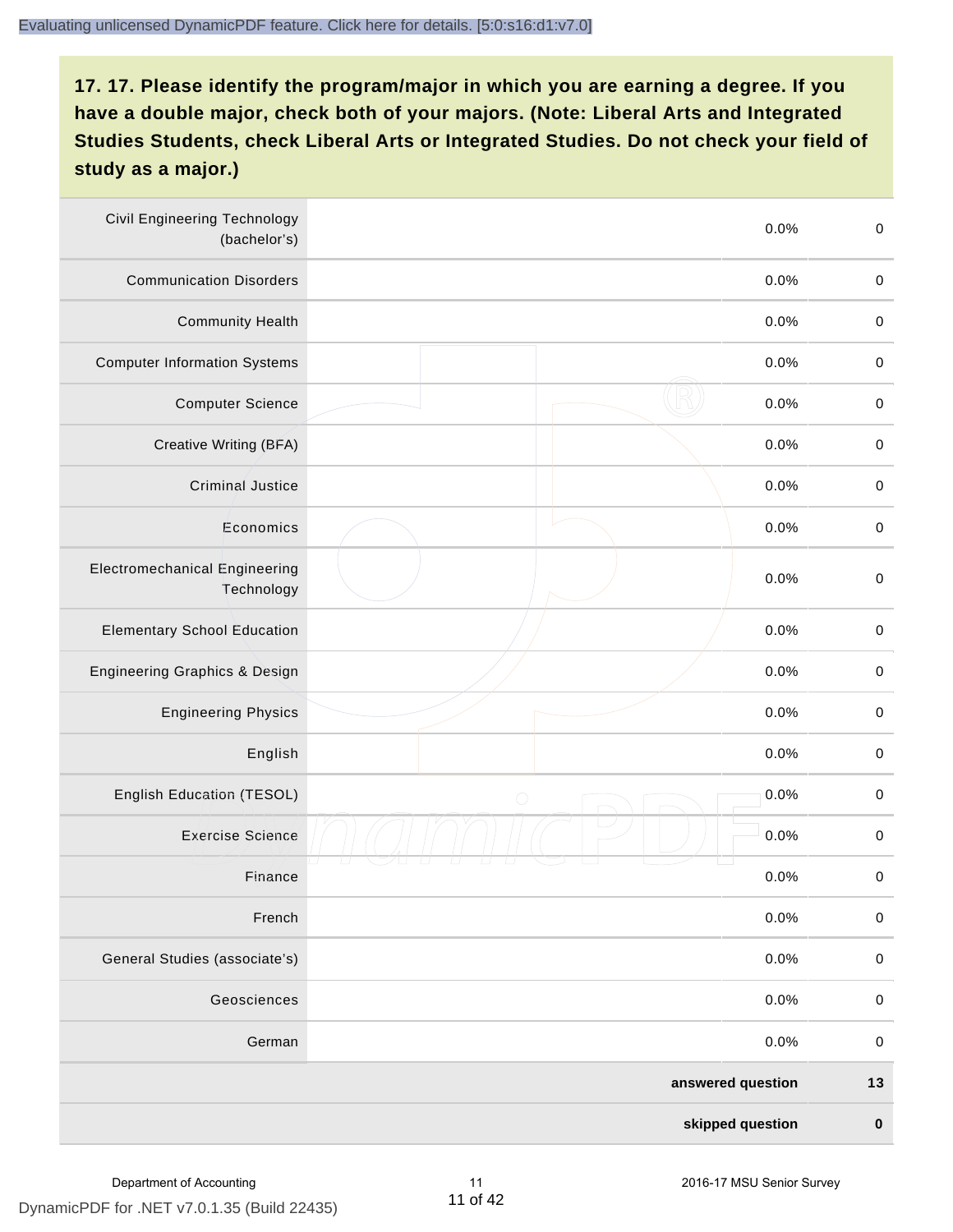## 17. 17. Please identify the program/major in which you are earning a degree. If you have a double major, check both of your majors. (Note: Liberal Arts and Integrated Studies Students, check Liberal Arts or Integrated Studies. Do not check your field of study as a major.)

| | | | |
|---|---|---|---|
| Civil Engineering Technology (bachelor's) | | 0.0% | 0 |
| Communication Disorders | | 0.0% | 0 |
| Community Health | | 0.0% | 0 |
| Computer Information Systems | | 0.0% | 0 |
| Computer Science | | 0.0% | 0 |
| Creative Writing (BFA) | | 0.0% | 0 |
| Criminal Justice | | 0.0% | 0 |
| Economics | | 0.0% | 0 |
| Electromechanical Engineering Technology | | 0.0% | 0 |
| Elementary School Education | | 0.0% | 0 |
| Engineering Graphics & Design | | 0.0% | 0 |
| Engineering Physics | | 0.0% | 0 |
| English | | 0.0% | 0 |
| English Education (TESOL) | | 0.0% | 0 |
| Exercise Science | | 0.0% | 0 |
| Finance | | 0.0% | 0 |
| French | | 0.0% | 0 |
| General Studies (associate's) | | 0.0% | 0 |
| Geosciences | | 0.0% | 0 |
| German | | 0.0% | 0 |
| | | **answered question** | **13** |
| | | **skipped question** | **0** |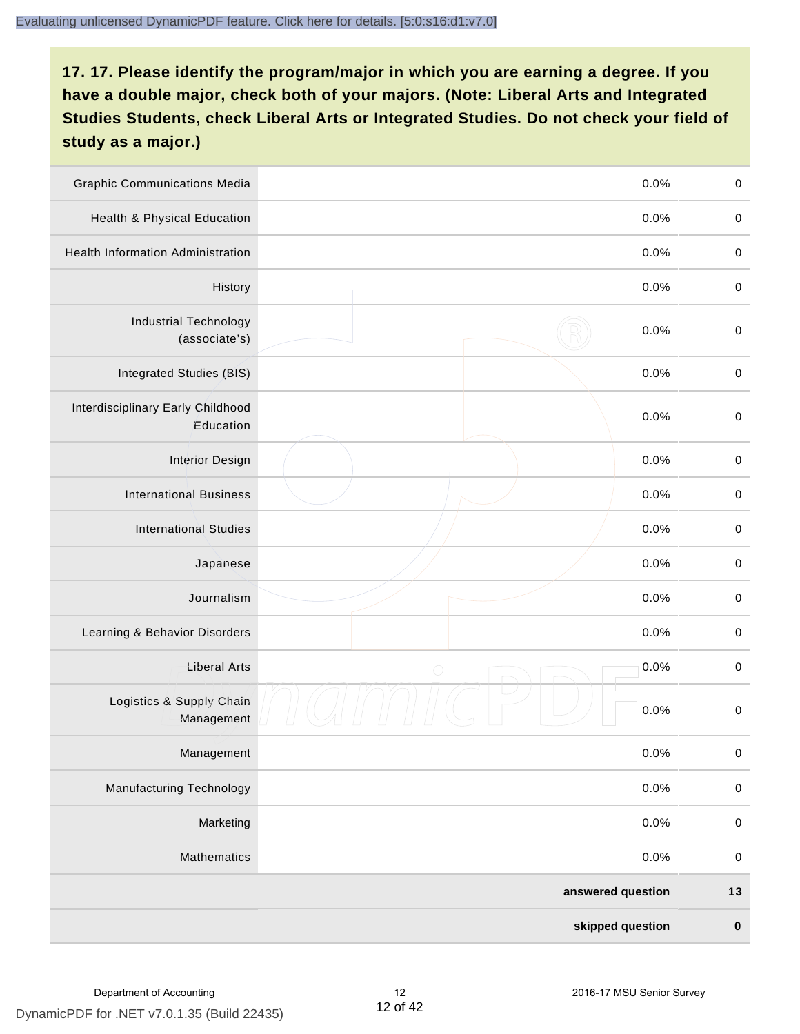**17. 17. Please identify the program/major in which you are earning a degree. If you have a double major, check both of your majors. (Note: Liberal Arts and Integrated Studies Students, check Liberal Arts or Integrated Studies. Do not check your field of study as a major.)**

| | | | |
|---|---|---|---|
| Graphic Communications Media | | 0.0% | 0 |
| Health & Physical Education | | 0.0% | 0 |
| Health Information Administration | | 0.0% | 0 |
| History | | 0.0% | 0 |
| Industrial Technology (associate's) | | 0.0% | 0 |
| Integrated Studies (BIS) | | 0.0% | 0 |
| Interdisciplinary Early Childhood Education | | 0.0% | 0 |
| Interior Design | | 0.0% | 0 |
| International Business | | 0.0% | 0 |
| International Studies | | 0.0% | 0 |
| Japanese | | 0.0% | 0 |
| Journalism | | 0.0% | 0 |
| Learning & Behavior Disorders | | 0.0% | 0 |
| Liberal Arts | | 0.0% | 0 |
| Logistics & Supply Chain Management | | 0.0% | 0 |
| Management | | 0.0% | 0 |
| Manufacturing Technology | | 0.0% | 0 |
| Marketing | | 0.0% | 0 |
| Mathematics | | 0.0% | 0 |
| | | **answered question** | **13** |
| | | **skipped question** | **0** |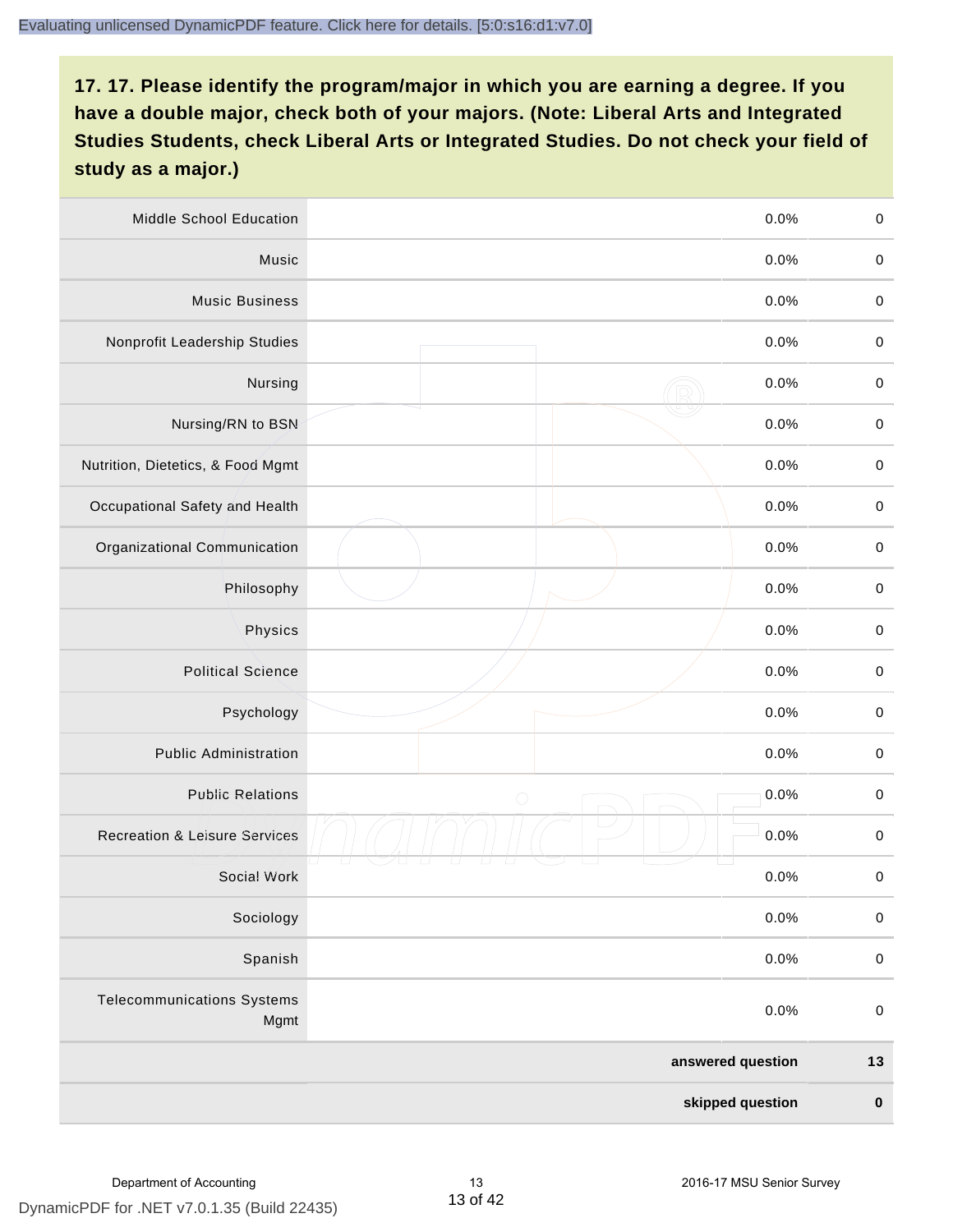## 17. 17. Please identify the program/major in which you are earning a degree. If you have a double major, check both of your majors. (Note: Liberal Arts and Integrated Studies Students, check Liberal Arts or Integrated Studies. Do not check your field of study as a major.)

| Program/Major | | Percent | Count |
|---|---|---|---|
| Middle School Education | | 0.0% | 0 |
| Music | | 0.0% | 0 |
| Music Business | | 0.0% | 0 |
| Nonprofit Leadership Studies | | 0.0% | 0 |
| Nursing | | 0.0% | 0 |
| Nursing/RN to BSN | | 0.0% | 0 |
| Nutrition, Dietetics, & Food Mgmt | | 0.0% | 0 |
| Occupational Safety and Health | | 0.0% | 0 |
| Organizational Communication | | 0.0% | 0 |
| Philosophy | | 0.0% | 0 |
| Physics | | 0.0% | 0 |
| Political Science | | 0.0% | 0 |
| Psychology | | 0.0% | 0 |
| Public Administration | | 0.0% | 0 |
| Public Relations | | 0.0% | 0 |
| Recreation & Leisure Services | | 0.0% | 0 |
| Social Work | | 0.0% | 0 |
| Sociology | | 0.0% | 0 |
| Spanish | | 0.0% | 0 |
| Telecommunications Systems Mgmt | | 0.0% | 0 |
| | | **answered question** | **13** |
| | | **skipped question** | **0** |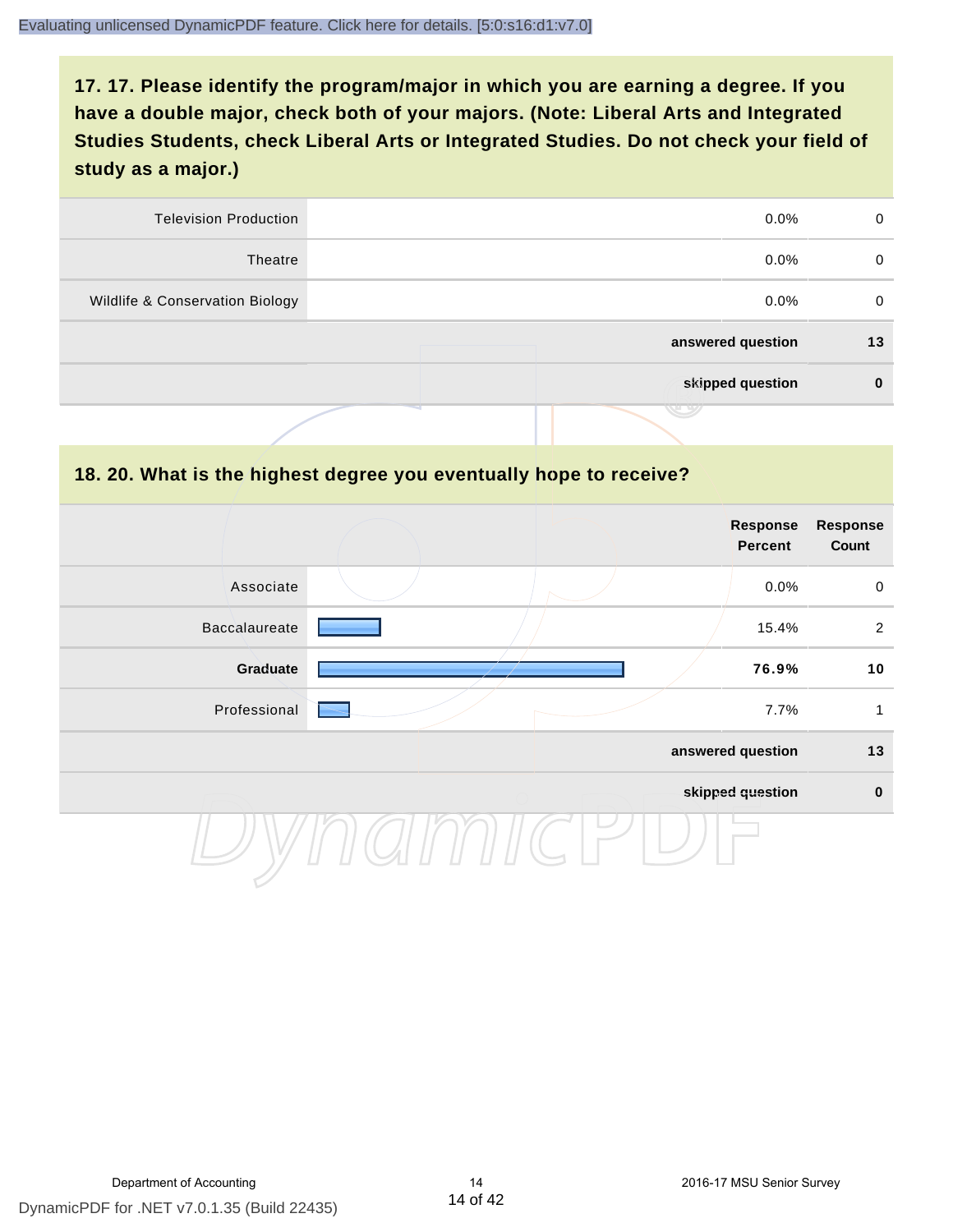## 17. 17. Please identify the program/major in which you are earning a degree. If you have a double major, check both of your majors. (Note: Liberal Arts and Integrated Studies Students, check Liberal Arts or Integrated Studies. Do not check your field of study as a major.)

| | | | |
|---|---|---|---|
| Television Production | | 0.0% | 0 |
| Theatre | | 0.0% | 0 |
| Wildlife & Conservation Biology | | 0.0% | 0 |
| | | **answered question** | **13** |
| | | **skipped question** | **0** |

## 18. 20. What is the highest degree you eventually hope to receive?

| | | Response Percent | Response Count |
|---|---|---|---|
| Associate | | 0.0% | 0 |
| Baccalaureate | | 15.4% | 2 |
| **Graduate** | | **76.9%** | **10** |
| Professional | | 7.7% | 1 |
| | | **answered question** | **13** |
| | | **skipped question** | **0** |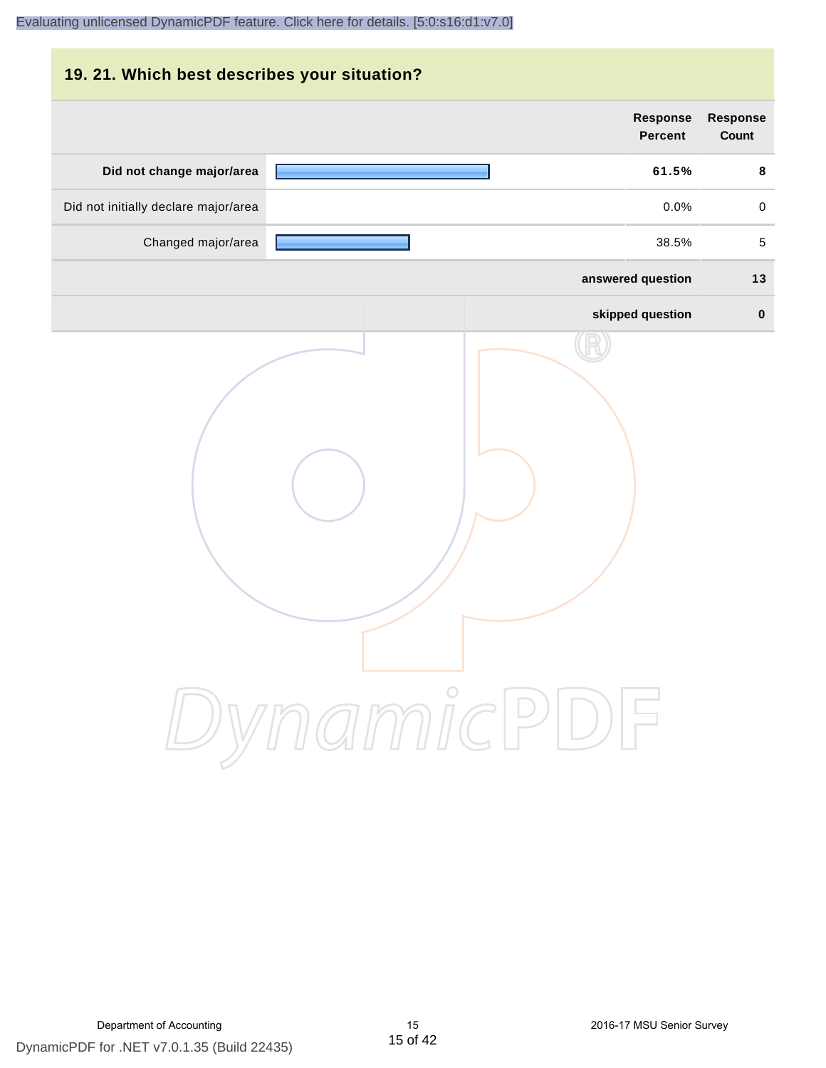## 19. 21. Which best describes your situation?

| | | Response Percent | Response Count |
|---|---|---|---|
| **Did not change major/area** | | **61.5%** | **8** |
| Did not initially declare major/area | | 0.0% | 0 |
| Changed major/area | | 38.5% | 5 |
| | | **answered question** | **13** |
| | | **skipped question** | **0** |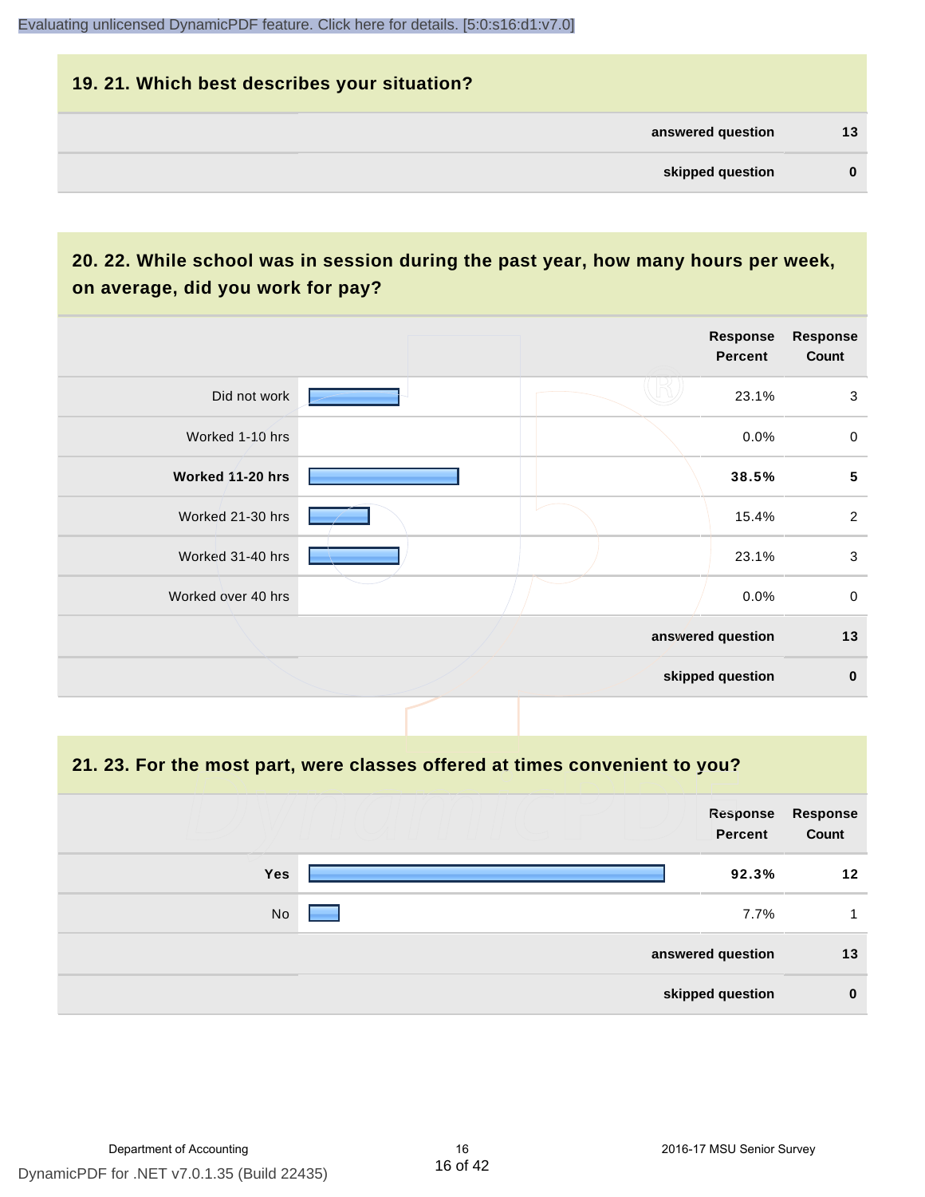## 19. 21. Which best describes your situation?

| | |
|---|---|
| answered question | 13 |
| skipped question | 0 |

## 20. 22. While school was in session during the past year, how many hours per week, on average, did you work for pay?

| | Response Percent | Response Count |
|---|---|---|
| Did not work | 23.1% | 3 |
| Worked 1-10 hrs | 0.0% | 0 |
| **Worked 11-20 hrs** | **38.5%** | **5** |
| Worked 21-30 hrs | 15.4% | 2 |
| Worked 31-40 hrs | 23.1% | 3 |
| Worked over 40 hrs | 0.0% | 0 |
| | answered question | 13 |
| | skipped question | 0 |

## 21. 23. For the most part, were classes offered at times convenient to you?

| | Response Percent | Response Count |
|---|---|---|
| **Yes** | **92.3%** | **12** |
| No | 7.7% | 1 |
| | answered question | 13 |
| | skipped question | 0 |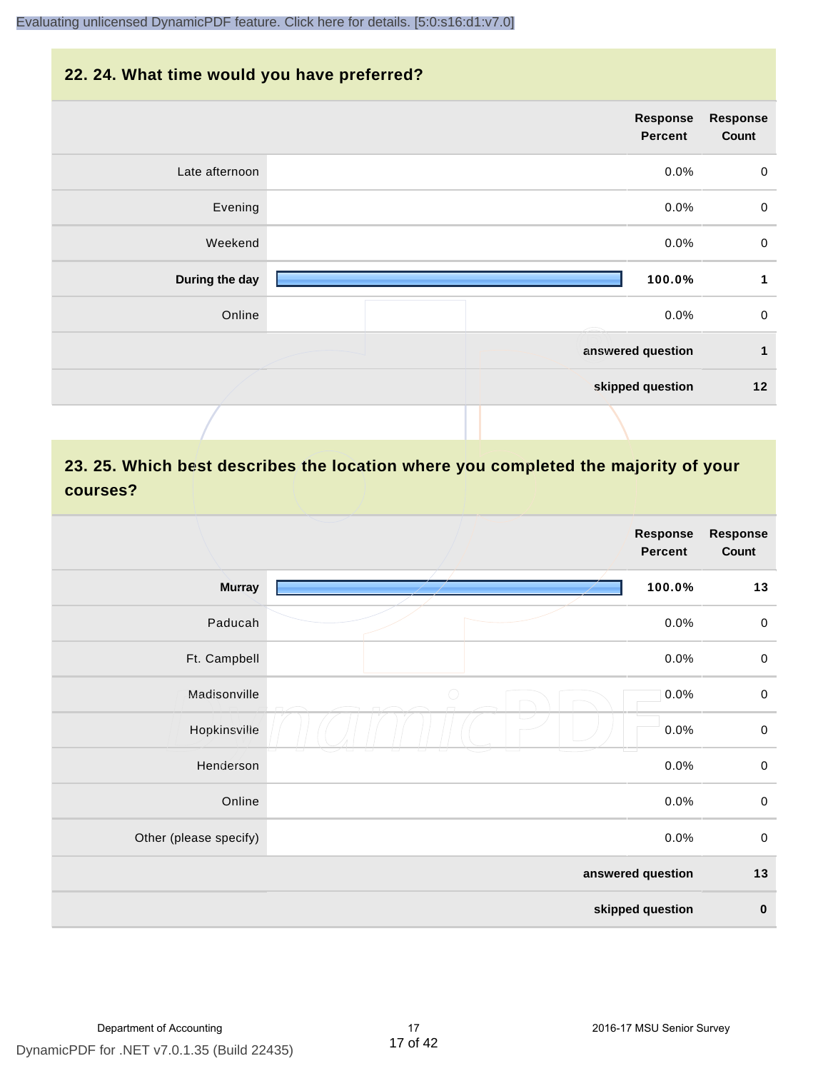## 22. 24. What time would you have preferred?

| | Response Percent | Response Count |
|---|---|---|
| Late afternoon | 0.0% | 0 |
| Evening | 0.0% | 0 |
| Weekend | 0.0% | 0 |
| **During the day** | **100.0%** | **1** |
| Online | 0.0% | 0 |
| | **answered question** | **1** |
| | **skipped question** | **12** |

## 23. 25. Which best describes the location where you completed the majority of your courses?

| | Response Percent | Response Count |
|---|---|---|
| **Murray** | **100.0%** | **13** |
| Paducah | 0.0% | 0 |
| Ft. Campbell | 0.0% | 0 |
| Madisonville | 0.0% | 0 |
| Hopkinsville | 0.0% | 0 |
| Henderson | 0.0% | 0 |
| Online | 0.0% | 0 |
| Other (please specify) | 0.0% | 0 |
| | **answered question** | **13** |
| | **skipped question** | **0** |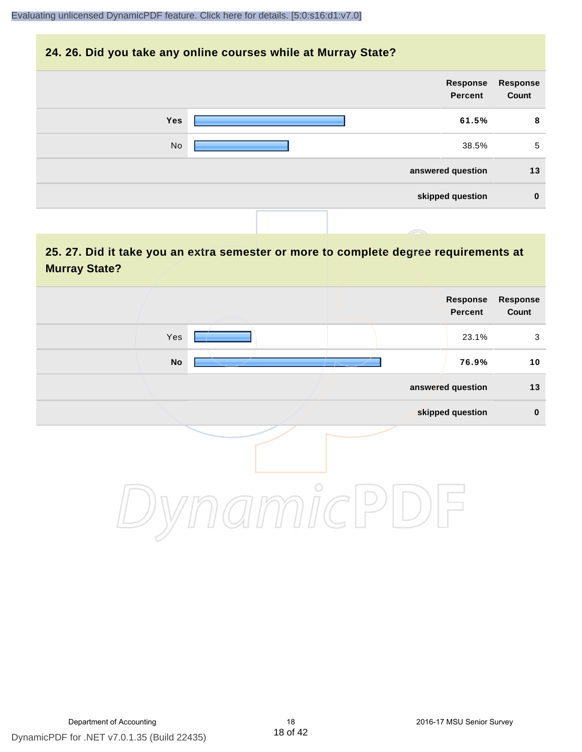## 24. 26. Did you take any online courses while at Murray State?

| | Response Percent | Response Count |
|---|---|---|
| **Yes** | **61.5%** | **8** |
| No | 38.5% | 5 |
| | **answered question** | **13** |
| | **skipped question** | **0** |

## 25. 27. Did it take you an extra semester or more to complete degree requirements at Murray State?

| | Response Percent | Response Count |
|---|---|---|
| Yes | 23.1% | 3 |
| **No** | **76.9%** | **10** |
| | **answered question** | **13** |
| | **skipped question** | **0** |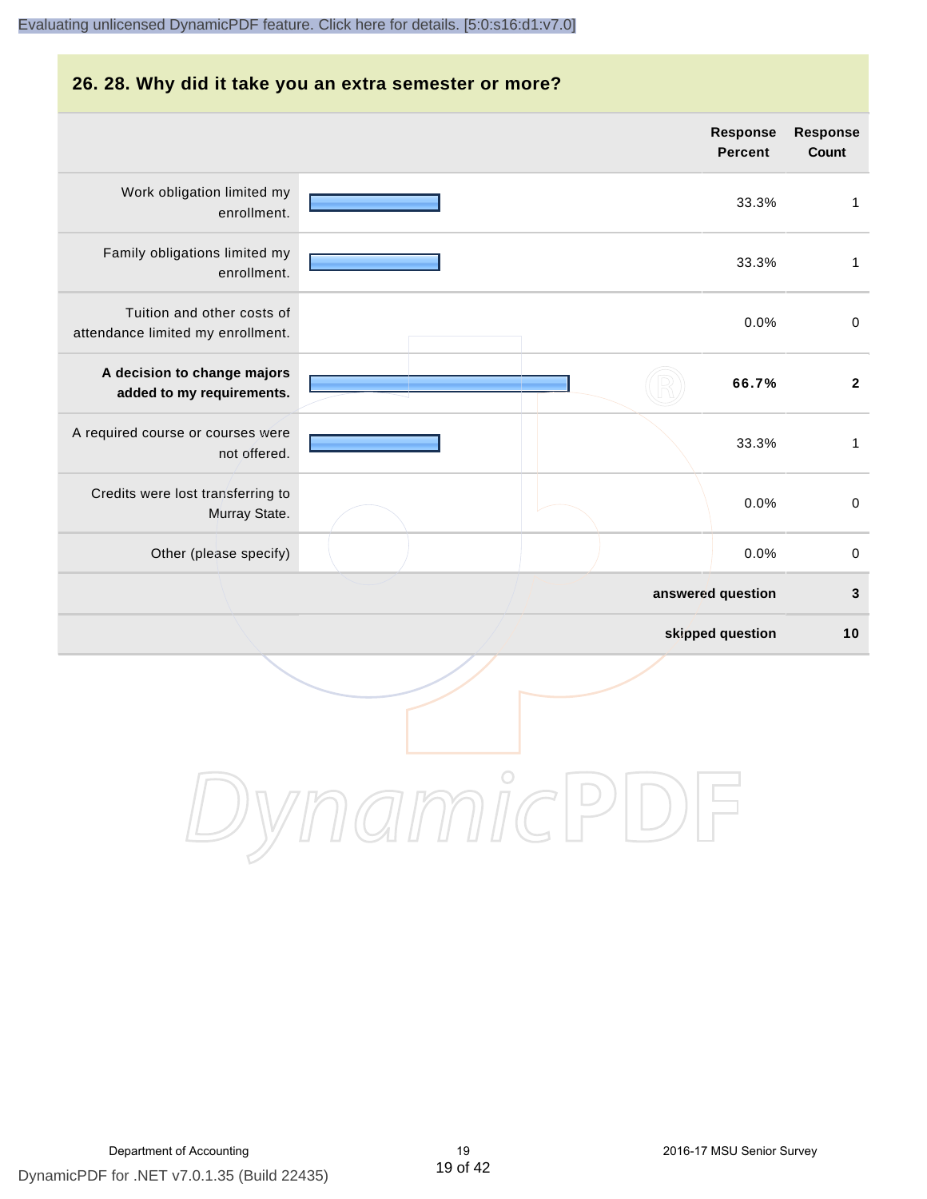## 26. 28. Why did it take you an extra semester or more?

| | Response Percent | Response Count |
|---|---|---|
| Work obligation limited my enrollment. | 33.3% | 1 |
| Family obligations limited my enrollment. | 33.3% | 1 |
| Tuition and other costs of attendance limited my enrollment. | 0.0% | 0 |
| **A decision to change majors added to my requirements.** | **66.7%** | **2** |
| A required course or courses were not offered. | 33.3% | 1 |
| Credits were lost transferring to Murray State. | 0.0% | 0 |
| Other (please specify) | 0.0% | 0 |
| | **answered question** | **3** |
| | **skipped question** | **10** |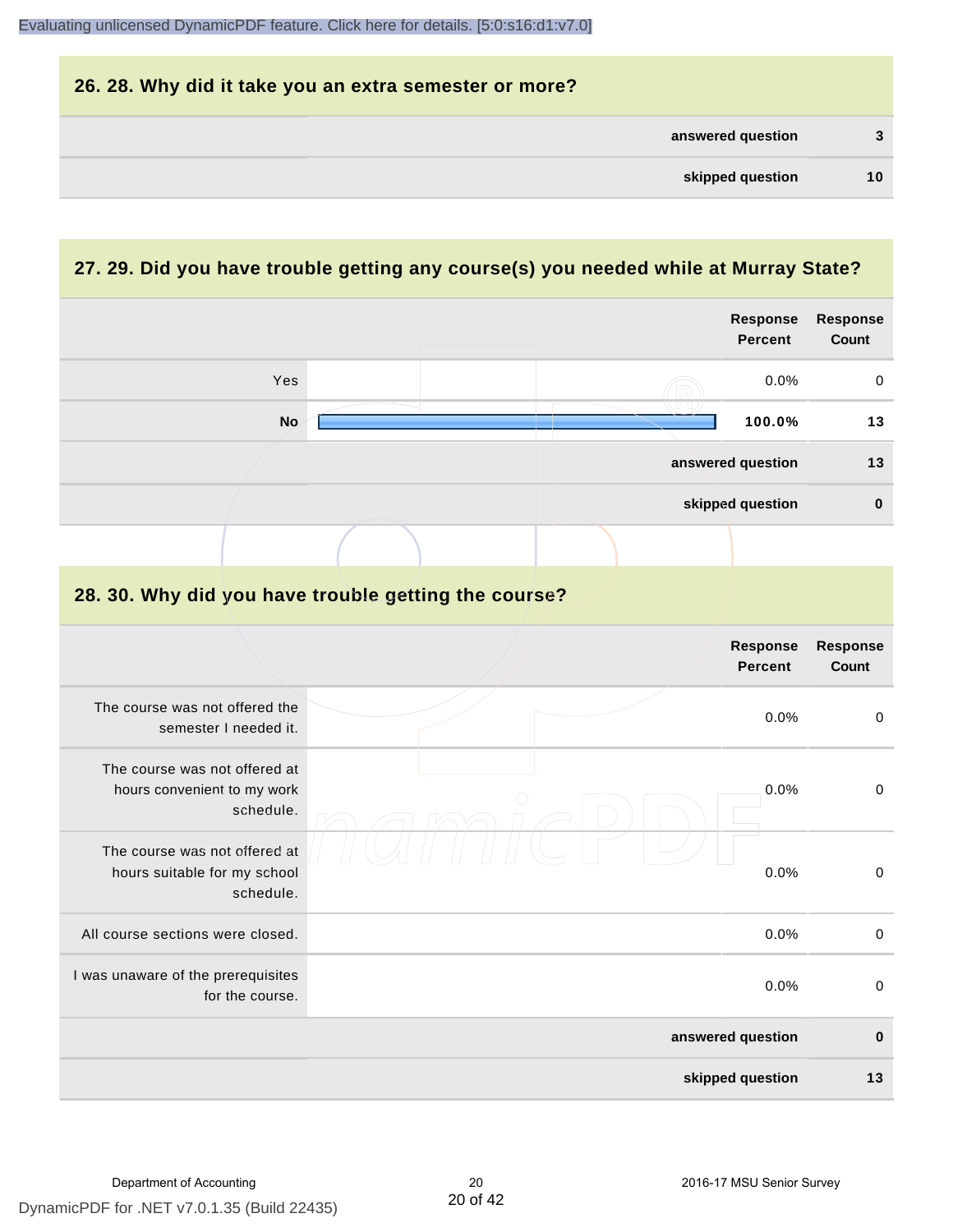## 26. 28. Why did it take you an extra semester or more?

| | |
|---|---|
| **answered question** | **3** |
| **skipped question** | **10** |

## 27. 29. Did you have trouble getting any course(s) you needed while at Murray State?

| | Response Percent | Response Count |
|---|---|---|
| Yes | 0.0% | 0 |
| **No** | **100.0%** | **13** |
| **answered question** | | **13** |
| **skipped question** | | **0** |

## 28. 30. Why did you have trouble getting the course?

| | Response Percent | Response Count |
|---|---|---|
| The course was not offered the semester I needed it. | 0.0% | 0 |
| The course was not offered at hours convenient to my work schedule. | 0.0% | 0 |
| The course was not offered at hours suitable for my school schedule. | 0.0% | 0 |
| All course sections were closed. | 0.0% | 0 |
| I was unaware of the prerequisites for the course. | 0.0% | 0 |
| **answered question** | | **0** |
| **skipped question** | | **13** |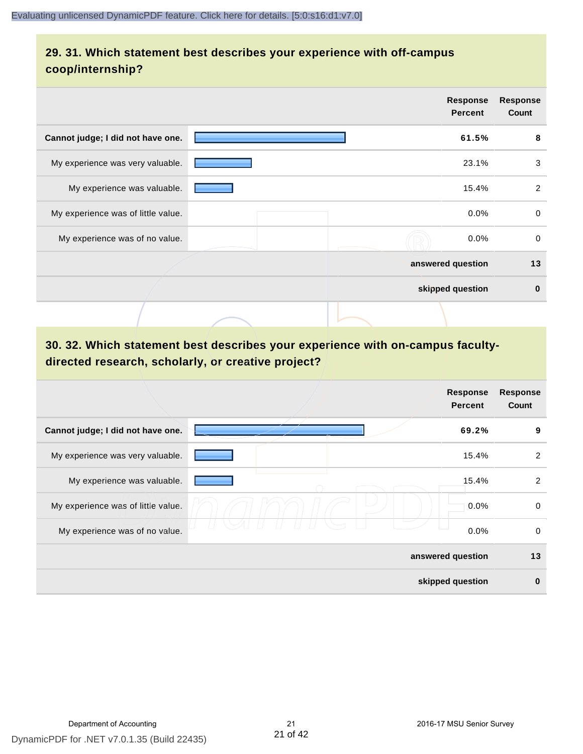## 29. 31. Which statement best describes your experience with off-campus coop/internship?

| | Response Percent | Response Count |
|---|---|---|
| **Cannot judge; I did not have one.** | **61.5%** | **8** |
| My experience was very valuable. | 23.1% | 3 |
| My experience was valuable. | 15.4% | 2 |
| My experience was of little value. | 0.0% | 0 |
| My experience was of no value. | 0.0% | 0 |
| | **answered question** | **13** |
| | **skipped question** | **0** |

## 30. 32. Which statement best describes your experience with on-campus faculty-directed research, scholarly, or creative project?

| | Response Percent | Response Count |
|---|---|---|
| **Cannot judge; I did not have one.** | **69.2%** | **9** |
| My experience was very valuable. | 15.4% | 2 |
| My experience was valuable. | 15.4% | 2 |
| My experience was of little value. | 0.0% | 0 |
| My experience was of no value. | 0.0% | 0 |
| | **answered question** | **13** |
| | **skipped question** | **0** |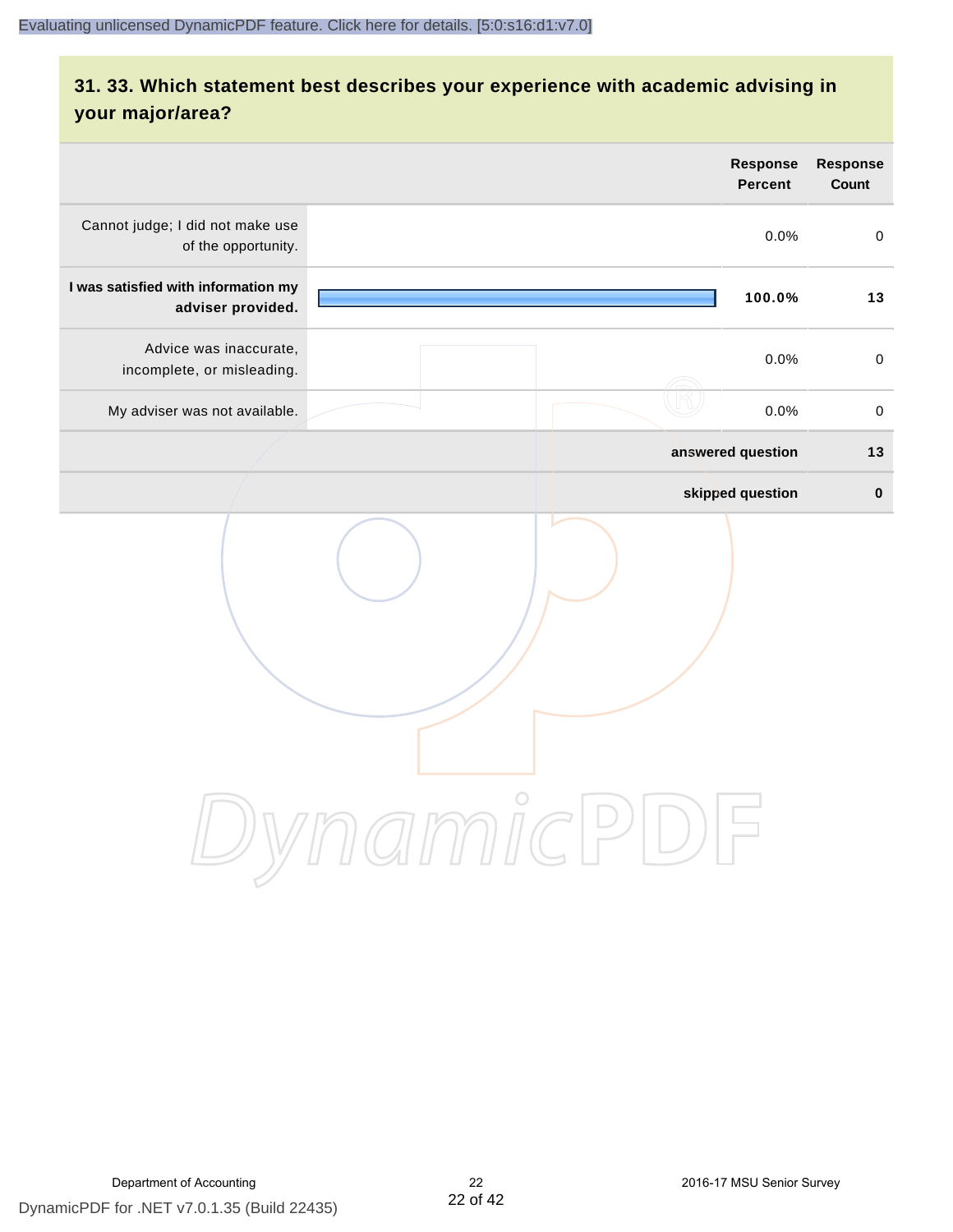## 31. 33. Which statement best describes your experience with academic advising in your major/area?

| | Response Percent | Response Count |
|---|---|---|
| Cannot judge; I did not make use of the opportunity. | 0.0% | 0 |
| **I was satisfied with information my adviser provided.** | **100.0%** | **13** |
| Advice was inaccurate, incomplete, or misleading. | 0.0% | 0 |
| My adviser was not available. | 0.0% | 0 |
| **answered question** | | **13** |
| **skipped question** | | **0** |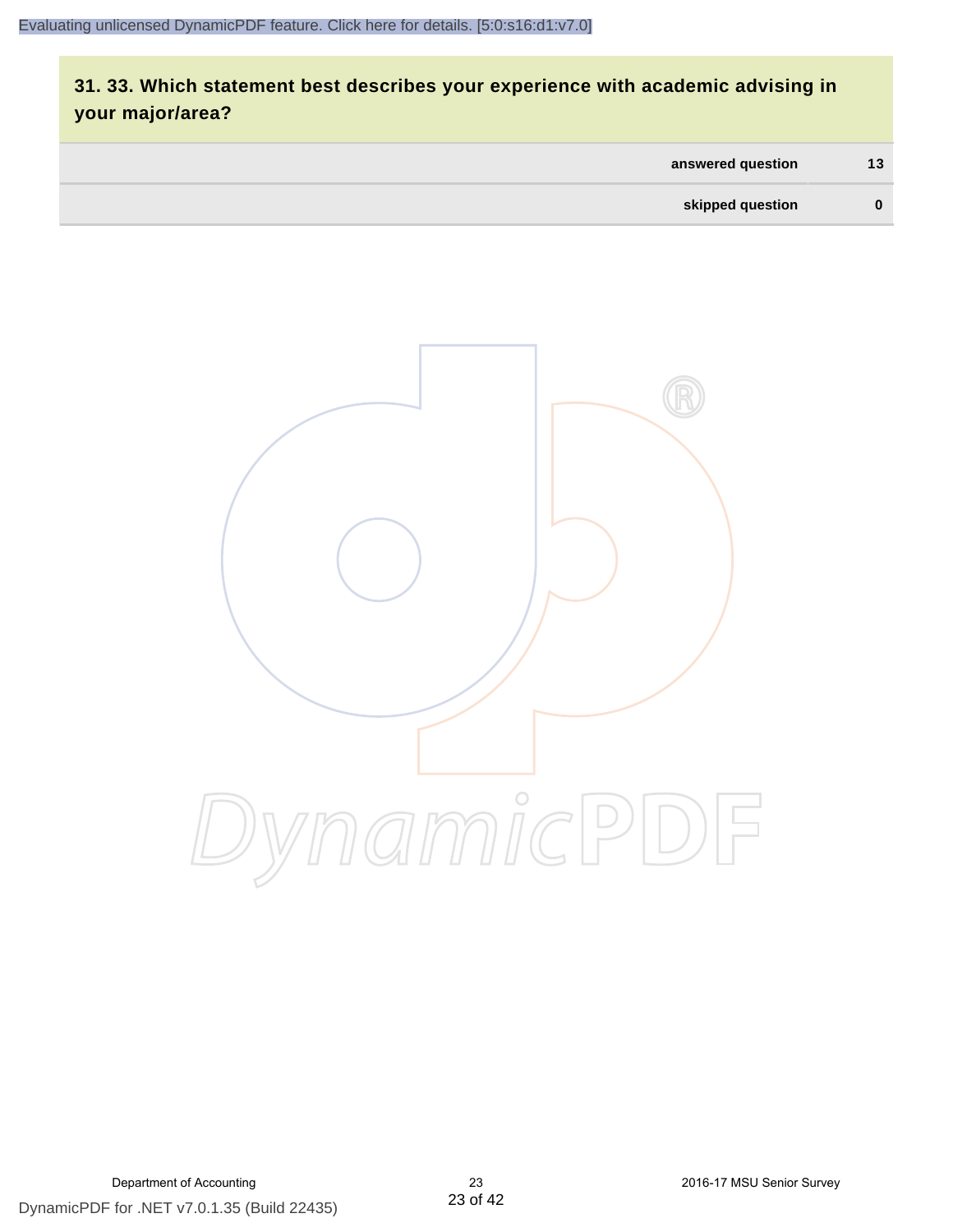### 31. 33. Which statement best describes your experience with academic advising in your major/area?

| | |
|---|---|
| answered question | 13 |
| skipped question | 0 |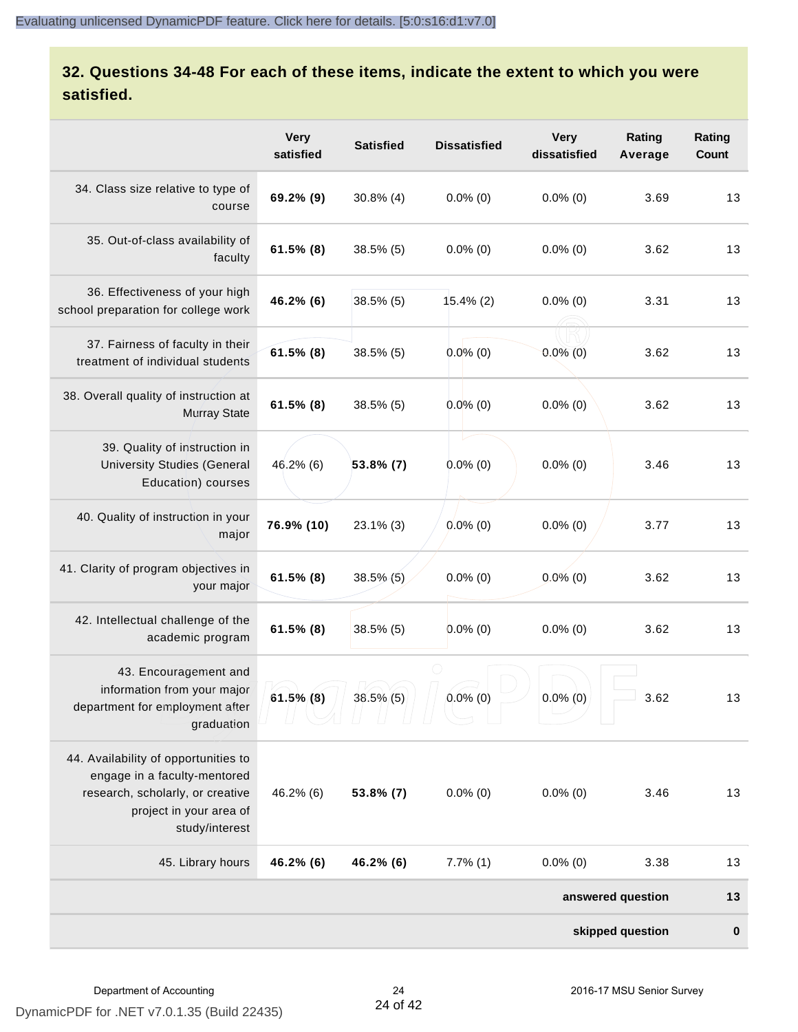## 32. Questions 34-48 For each of these items, indicate the extent to which you were satisfied.

| | Very satisfied | Satisfied | Dissatisfied | Very dissatisfied | Rating Average | Rating Count |
|---|---|---|---|---|---|---|
| 34. Class size relative to type of course | **69.2% (9)** | 30.8% (4) | 0.0% (0) | 0.0% (0) | 3.69 | 13 |
| 35. Out-of-class availability of faculty | **61.5% (8)** | 38.5% (5) | 0.0% (0) | 0.0% (0) | 3.62 | 13 |
| 36. Effectiveness of your high school preparation for college work | **46.2% (6)** | 38.5% (5) | 15.4% (2) | 0.0% (0) | 3.31 | 13 |
| 37. Fairness of faculty in their treatment of individual students | **61.5% (8)** | 38.5% (5) | 0.0% (0) | 0.0% (0) | 3.62 | 13 |
| 38. Overall quality of instruction at Murray State | **61.5% (8)** | 38.5% (5) | 0.0% (0) | 0.0% (0) | 3.62 | 13 |
| 39. Quality of instruction in University Studies (General Education) courses | 46.2% (6) | **53.8% (7)** | 0.0% (0) | 0.0% (0) | 3.46 | 13 |
| 40. Quality of instruction in your major | **76.9% (10)** | 23.1% (3) | 0.0% (0) | 0.0% (0) | 3.77 | 13 |
| 41. Clarity of program objectives in your major | **61.5% (8)** | 38.5% (5) | 0.0% (0) | 0.0% (0) | 3.62 | 13 |
| 42. Intellectual challenge of the academic program | **61.5% (8)** | 38.5% (5) | 0.0% (0) | 0.0% (0) | 3.62 | 13 |
| 43. Encouragement and information from your major department for employment after graduation | **61.5% (8)** | 38.5% (5) | 0.0% (0) | 0.0% (0) | 3.62 | 13 |
| 44. Availability of opportunities to engage in a faculty-mentored research, scholarly, or creative project in your area of study/interest | 46.2% (6) | **53.8% (7)** | 0.0% (0) | 0.0% (0) | 3.46 | 13 |
| 45. Library hours | **46.2% (6)** | **46.2% (6)** | 7.7% (1) | 0.0% (0) | 3.38 | 13 |
| | | | | | **answered question** | **13** |
| | | | | | **skipped question** | **0** |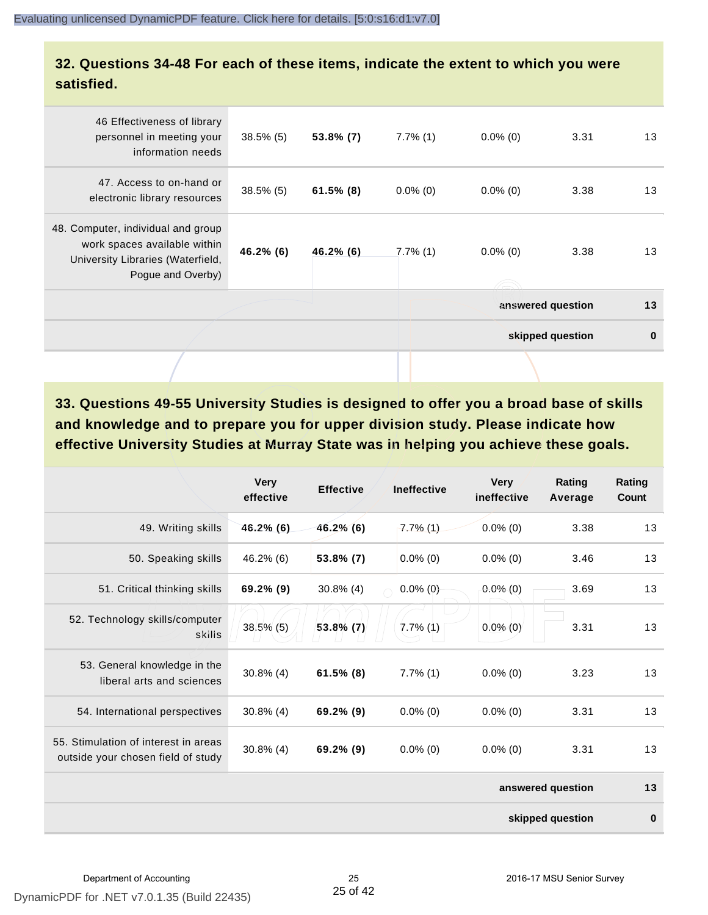## 32. Questions 34-48 For each of these items, indicate the extent to which you were satisfied.

| | | | | | | |
|---|---|---|---|---|---|---|
| 46 Effectiveness of library personnel in meeting your information needs | 38.5% (5) | **53.8% (7)** | 7.7% (1) | 0.0% (0) | 3.31 | 13 |
| 47. Access to on-hand or electronic library resources | 38.5% (5) | **61.5% (8)** | 0.0% (0) | 0.0% (0) | 3.38 | 13 |
| 48. Computer, individual and group work spaces available within University Libraries (Waterfield, Pogue and Overby) | **46.2% (6)** | **46.2% (6)** | 7.7% (1) | 0.0% (0) | 3.38 | 13 |
| | | | | | **answered question** | **13** |
| | | | | | **skipped question** | **0** |

## 33. Questions 49-55 University Studies is designed to offer you a broad base of skills and knowledge and to prepare you for upper division study. Please indicate how effective University Studies at Murray State was in helping you achieve these goals.

| | Very effective | Effective | Ineffective | Very ineffective | Rating Average | Rating Count |
|---|---|---|---|---|---|---|
| 49. Writing skills | **46.2% (6)** | **46.2% (6)** | 7.7% (1) | 0.0% (0) | 3.38 | 13 |
| 50. Speaking skills | 46.2% (6) | **53.8% (7)** | 0.0% (0) | 0.0% (0) | 3.46 | 13 |
| 51. Critical thinking skills | **69.2% (9)** | 30.8% (4) | 0.0% (0) | 0.0% (0) | 3.69 | 13 |
| 52. Technology skills/computer skills | 38.5% (5) | **53.8% (7)** | 7.7% (1) | 0.0% (0) | 3.31 | 13 |
| 53. General knowledge in the liberal arts and sciences | 30.8% (4) | **61.5% (8)** | 7.7% (1) | 0.0% (0) | 3.23 | 13 |
| 54. International perspectives | 30.8% (4) | **69.2% (9)** | 0.0% (0) | 0.0% (0) | 3.31 | 13 |
| 55. Stimulation of interest in areas outside your chosen field of study | 30.8% (4) | **69.2% (9)** | 0.0% (0) | 0.0% (0) | 3.31 | 13 |
| | | | | | **answered question** | **13** |
| | | | | | **skipped question** | **0** |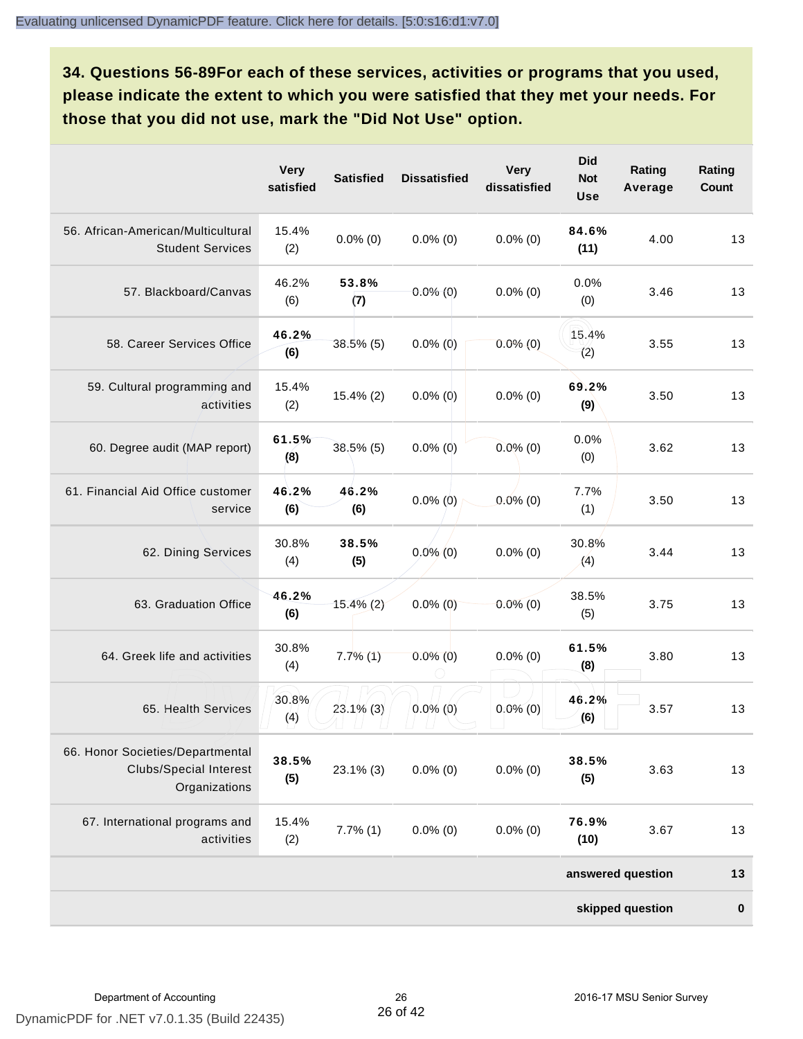## 34. Questions 56-89For each of these services, activities or programs that you used, please indicate the extent to which you were satisfied that they met your needs. For those that you did not use, mark the "Did Not Use" option.

| | Very satisfied | Satisfied | Dissatisfied | Very dissatisfied | Did Not Use | Rating Average | Rating Count |
|---|---|---|---|---|---|---|---|
| 56. African-American/Multicultural Student Services | 15.4% (2) | 0.0% (0) | 0.0% (0) | 0.0% (0) | **84.6% (11)** | 4.00 | 13 |
| 57. Blackboard/Canvas | 46.2% (6) | **53.8% (7)** | 0.0% (0) | 0.0% (0) | 0.0% (0) | 3.46 | 13 |
| 58. Career Services Office | **46.2% (6)** | 38.5% (5) | 0.0% (0) | 0.0% (0) | 15.4% (2) | 3.55 | 13 |
| 59. Cultural programming and activities | 15.4% (2) | 15.4% (2) | 0.0% (0) | 0.0% (0) | **69.2% (9)** | 3.50 | 13 |
| 60. Degree audit (MAP report) | **61.5% (8)** | 38.5% (5) | 0.0% (0) | 0.0% (0) | 0.0% (0) | 3.62 | 13 |
| 61. Financial Aid Office customer service | **46.2% (6)** | **46.2% (6)** | 0.0% (0) | 0.0% (0) | 7.7% (1) | 3.50 | 13 |
| 62. Dining Services | 30.8% (4) | **38.5% (5)** | 0.0% (0) | 0.0% (0) | 30.8% (4) | 3.44 | 13 |
| 63. Graduation Office | **46.2% (6)** | 15.4% (2) | 0.0% (0) | 0.0% (0) | 38.5% (5) | 3.75 | 13 |
| 64. Greek life and activities | 30.8% (4) | 7.7% (1) | 0.0% (0) | 0.0% (0) | **61.5% (8)** | 3.80 | 13 |
| 65. Health Services | 30.8% (4) | 23.1% (3) | 0.0% (0) | 0.0% (0) | **46.2% (6)** | 3.57 | 13 |
| 66. Honor Societies/Departmental Clubs/Special Interest Organizations | **38.5% (5)** | 23.1% (3) | 0.0% (0) | 0.0% (0) | **38.5% (5)** | 3.63 | 13 |
| 67. International programs and activities | 15.4% (2) | 7.7% (1) | 0.0% (0) | 0.0% (0) | **76.9% (10)** | 3.67 | 13 |
| | | | | | | **answered question** | **13** |
| | | | | | | **skipped question** | **0** |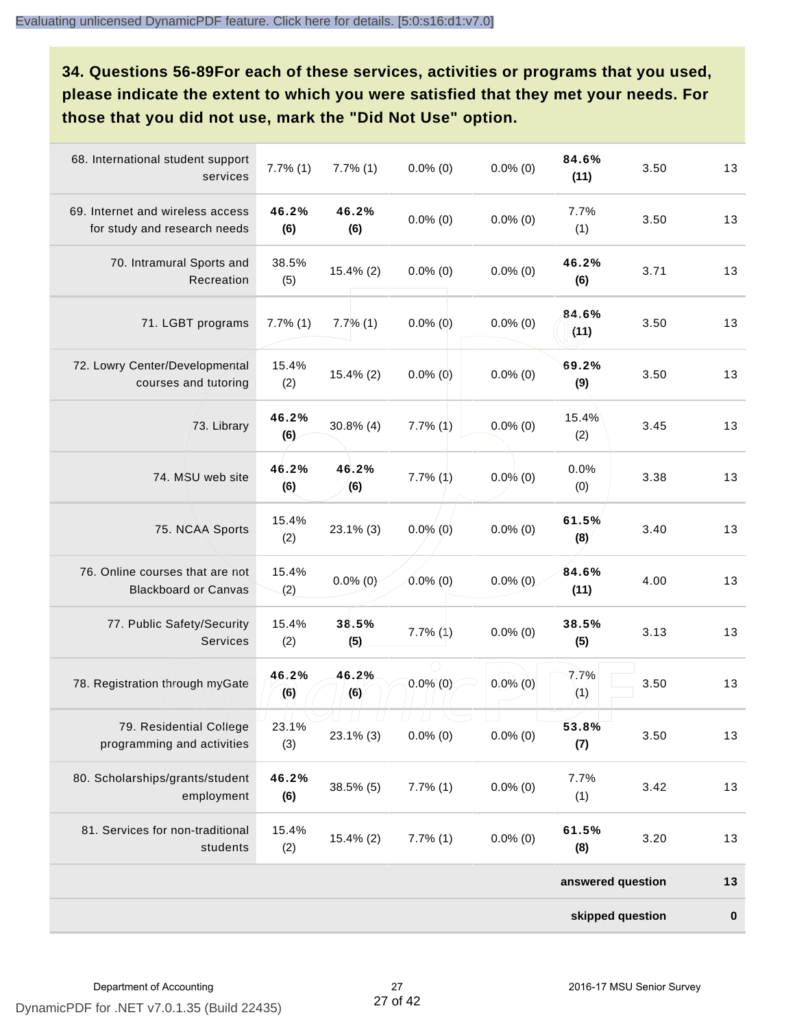**34. Questions 56-89For each of these services, activities or programs that you used, please indicate the extent to which you were satisfied that they met your needs. For those that you did not use, mark the "Did Not Use" option.**

| | | | | | | | |
|---|---|---|---|---|---|---|---|
| 68. International student support services | 7.7% (1) | 7.7% (1) | 0.0% (0) | 0.0% (0) | **84.6% (11)** | 3.50 | 13 |
| 69. Internet and wireless access for study and research needs | **46.2% (6)** | **46.2% (6)** | 0.0% (0) | 0.0% (0) | 7.7% (1) | 3.50 | 13 |
| 70. Intramural Sports and Recreation | 38.5% (5) | 15.4% (2) | 0.0% (0) | 0.0% (0) | **46.2% (6)** | 3.71 | 13 |
| 71. LGBT programs | 7.7% (1) | 7.7% (1) | 0.0% (0) | 0.0% (0) | **84.6% (11)** | 3.50 | 13 |
| 72. Lowry Center/Developmental courses and tutoring | 15.4% (2) | 15.4% (2) | 0.0% (0) | 0.0% (0) | **69.2% (9)** | 3.50 | 13 |
| 73. Library | **46.2% (6)** | 30.8% (4) | 7.7% (1) | 0.0% (0) | 15.4% (2) | 3.45 | 13 |
| 74. MSU web site | **46.2% (6)** | **46.2% (6)** | 7.7% (1) | 0.0% (0) | 0.0% (0) | 3.38 | 13 |
| 75. NCAA Sports | 15.4% (2) | 23.1% (3) | 0.0% (0) | 0.0% (0) | **61.5% (8)** | 3.40 | 13 |
| 76. Online courses that are not Blackboard or Canvas | 15.4% (2) | 0.0% (0) | 0.0% (0) | 0.0% (0) | **84.6% (11)** | 4.00 | 13 |
| 77. Public Safety/Security Services | 15.4% (2) | **38.5% (5)** | 7.7% (1) | 0.0% (0) | **38.5% (5)** | 3.13 | 13 |
| 78. Registration through myGate | **46.2% (6)** | **46.2% (6)** | 0.0% (0) | 0.0% (0) | 7.7% (1) | 3.50 | 13 |
| 79. Residential College programming and activities | 23.1% (3) | 23.1% (3) | 0.0% (0) | 0.0% (0) | **53.8% (7)** | 3.50 | 13 |
| 80. Scholarships/grants/student employment | **46.2% (6)** | 38.5% (5) | 7.7% (1) | 0.0% (0) | 7.7% (1) | 3.42 | 13 |
| 81. Services for non-traditional students | 15.4% (2) | 15.4% (2) | 7.7% (1) | 0.0% (0) | **61.5% (8)** | 3.20 | 13 |
| | | | | | | **answered question** | **13** |
| | | | | | | **skipped question** | **0** |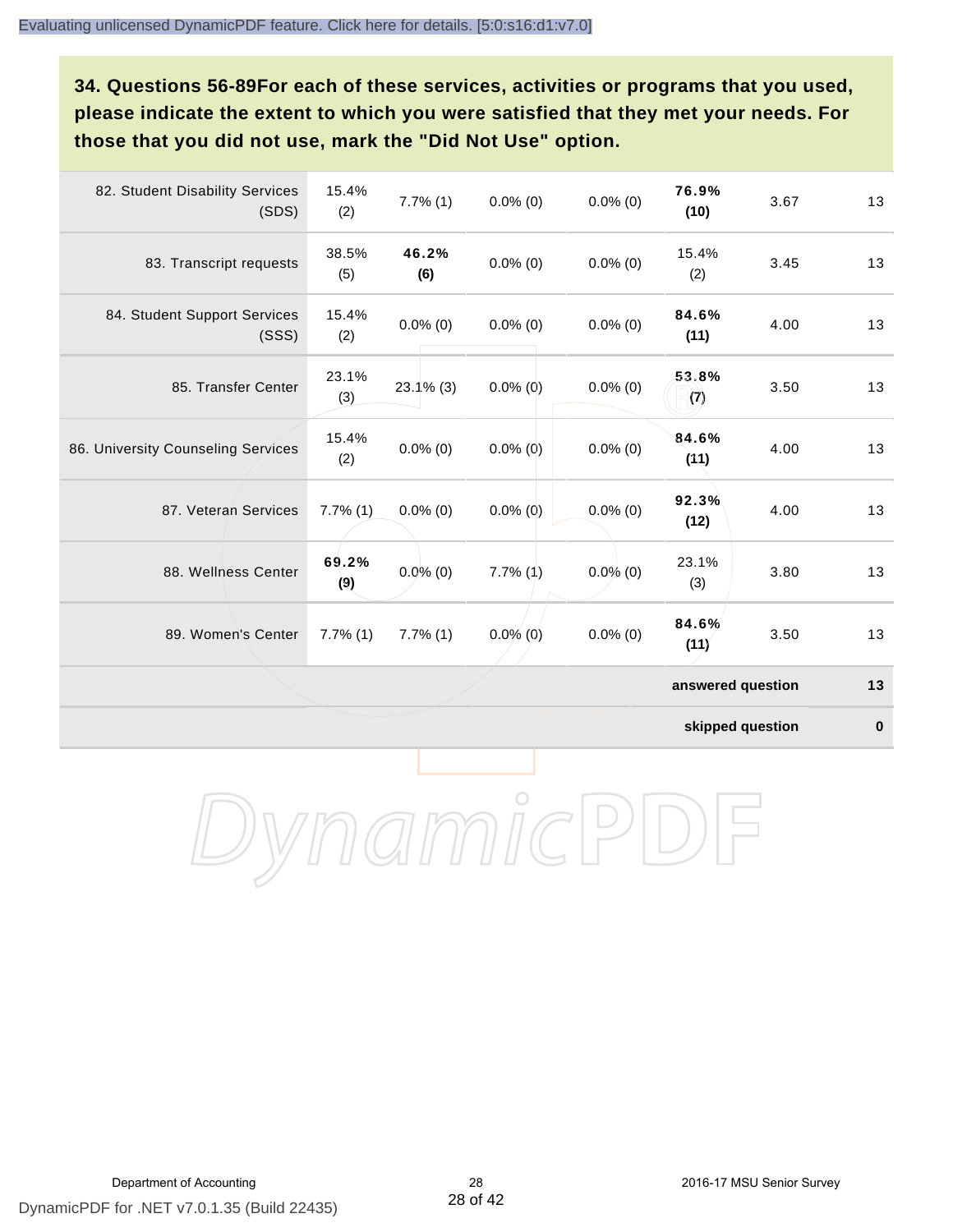**34. Questions 56-89For each of these services, activities or programs that you used, please indicate the extent to which you were satisfied that they met your needs. For those that you did not use, mark the "Did Not Use" option.**

| | | | | | | | |
|---|---|---|---|---|---|---|---|
| 82. Student Disability Services (SDS) | 15.4% (2) | 7.7% (1) | 0.0% (0) | 0.0% (0) | **76.9% (10)** | 3.67 | 13 |
| 83. Transcript requests | 38.5% (5) | **46.2% (6)** | 0.0% (0) | 0.0% (0) | 15.4% (2) | 3.45 | 13 |
| 84. Student Support Services (SSS) | 15.4% (2) | 0.0% (0) | 0.0% (0) | 0.0% (0) | **84.6% (11)** | 4.00 | 13 |
| 85. Transfer Center | 23.1% (3) | 23.1% (3) | 0.0% (0) | 0.0% (0) | **53.8% (7)** | 3.50 | 13 |
| 86. University Counseling Services | 15.4% (2) | 0.0% (0) | 0.0% (0) | 0.0% (0) | **84.6% (11)** | 4.00 | 13 |
| 87. Veteran Services | 7.7% (1) | 0.0% (0) | 0.0% (0) | 0.0% (0) | **92.3% (12)** | 4.00 | 13 |
| 88. Wellness Center | **69.2% (9)** | 0.0% (0) | 7.7% (1) | 0.0% (0) | 23.1% (3) | 3.80 | 13 |
| 89. Women's Center | 7.7% (1) | 7.7% (1) | 0.0% (0) | 0.0% (0) | **84.6% (11)** | 3.50 | 13 |
| | | | | | | **answered question** | **13** |
| | | | | | | **skipped question** | **0** |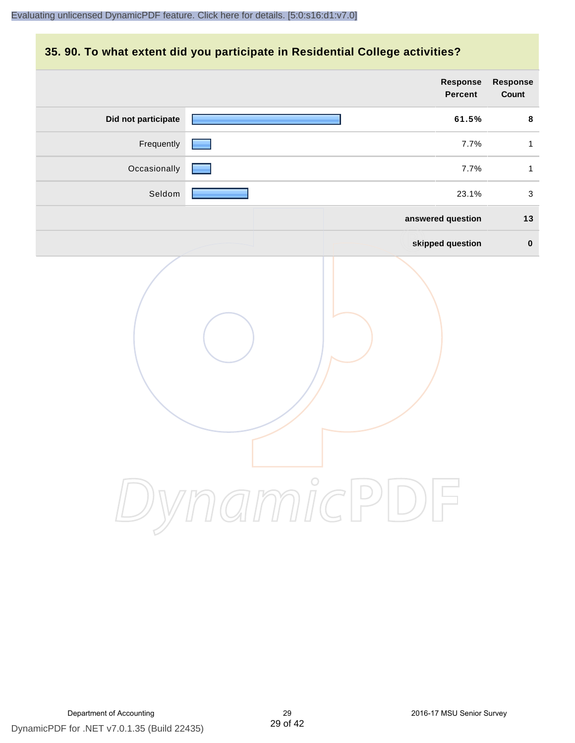## 35. 90. To what extent did you participate in Residential College activities?

| | Response Percent | Response Count |
|---|---|---|
| **Did not participate** | **61.5%** | **8** |
| Frequently | 7.7% | 1 |
| Occasionally | 7.7% | 1 |
| Seldom | 23.1% | 3 |
| **answered question** | | **13** |
| **skipped question** | | **0** |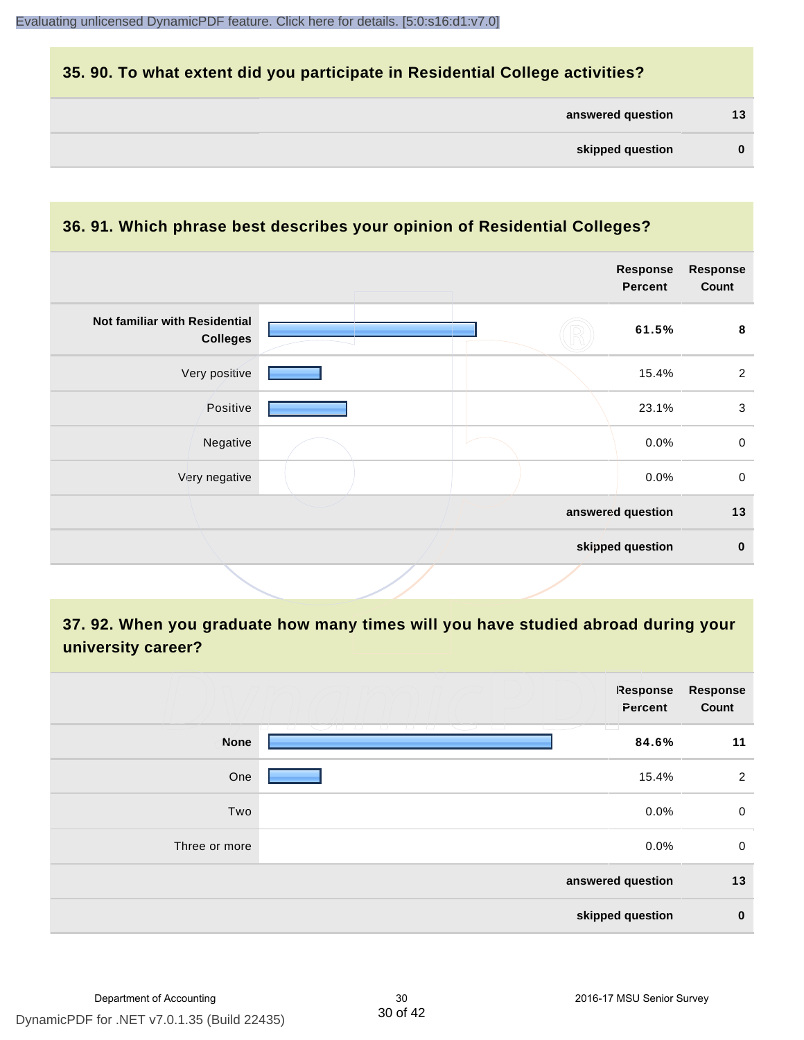## 35. 90. To what extent did you participate in Residential College activities?

| | |
|---|---|
| **answered question** | **13** |
| **skipped question** | **0** |

## 36. 91. Which phrase best describes your opinion of Residential Colleges?

| | Response Percent | Response Count |
|---|---|---|
| **Not familiar with Residential Colleges** | **61.5%** | **8** |
| Very positive | 15.4% | 2 |
| Positive | 23.1% | 3 |
| Negative | 0.0% | 0 |
| Very negative | 0.0% | 0 |
| **answered question** | | **13** |
| **skipped question** | | **0** |

## 37. 92. When you graduate how many times will you have studied abroad during your university career?

| | Response Percent | Response Count |
|---|---|---|
| **None** | **84.6%** | **11** |
| One | 15.4% | 2 |
| Two | 0.0% | 0 |
| Three or more | 0.0% | 0 |
| **answered question** | | **13** |
| **skipped question** | | **0** |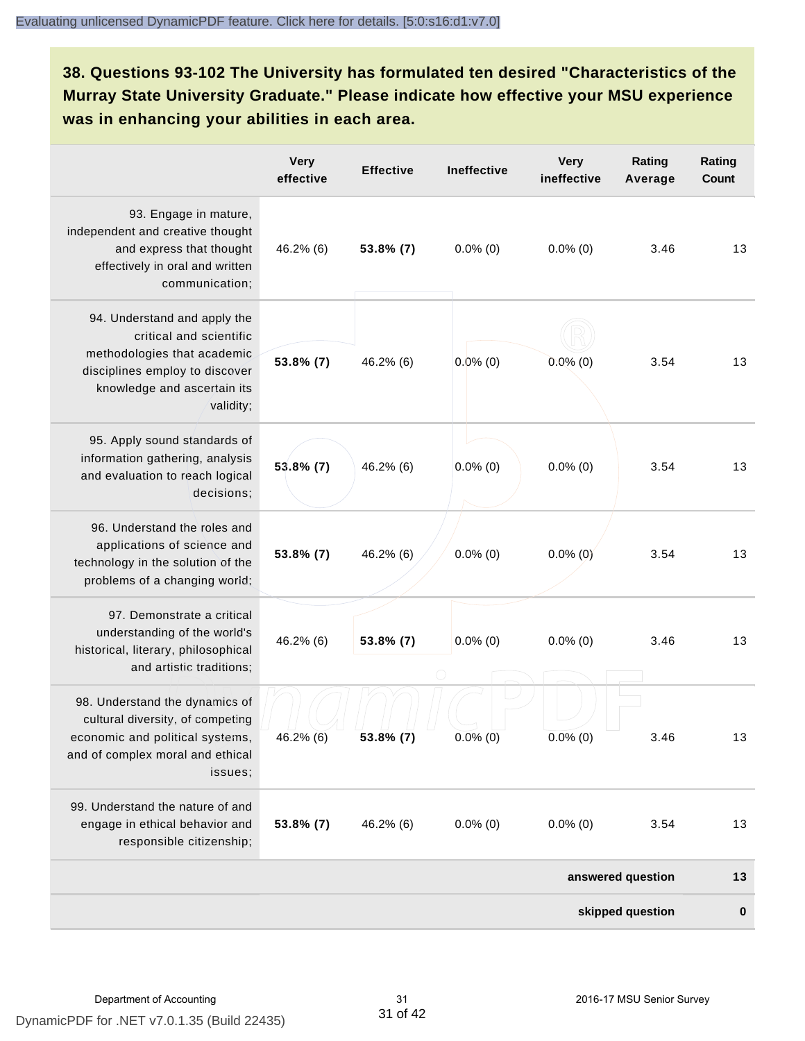### 38. Questions 93-102 The University has formulated ten desired "Characteristics of the Murray State University Graduate." Please indicate how effective your MSU experience was in enhancing your abilities in each area.

| | Very effective | Effective | Ineffective | Very ineffective | Rating Average | Rating Count |
|---|---|---|---|---|---|---|
| 93. Engage in mature, independent and creative thought and express that thought effectively in oral and written communication; | 46.2% (6) | **53.8% (7)** | 0.0% (0) | 0.0% (0) | 3.46 | 13 |
| 94. Understand and apply the critical and scientific methodologies that academic disciplines employ to discover knowledge and ascertain its validity; | **53.8% (7)** | 46.2% (6) | 0.0% (0) | 0.0% (0) | 3.54 | 13 |
| 95. Apply sound standards of information gathering, analysis and evaluation to reach logical decisions; | **53.8% (7)** | 46.2% (6) | 0.0% (0) | 0.0% (0) | 3.54 | 13 |
| 96. Understand the roles and applications of science and technology in the solution of the problems of a changing world; | **53.8% (7)** | 46.2% (6) | 0.0% (0) | 0.0% (0) | 3.54 | 13 |
| 97. Demonstrate a critical understanding of the world's historical, literary, philosophical and artistic traditions; | 46.2% (6) | **53.8% (7)** | 0.0% (0) | 0.0% (0) | 3.46 | 13 |
| 98. Understand the dynamics of cultural diversity, of competing economic and political systems, and of complex moral and ethical issues; | 46.2% (6) | **53.8% (7)** | 0.0% (0) | 0.0% (0) | 3.46 | 13 |
| 99. Understand the nature of and engage in ethical behavior and responsible citizenship; | **53.8% (7)** | 46.2% (6) | 0.0% (0) | 0.0% (0) | 3.54 | 13 |
| | | | | | **answered question** | **13** |
| | | | | | **skipped question** | **0** |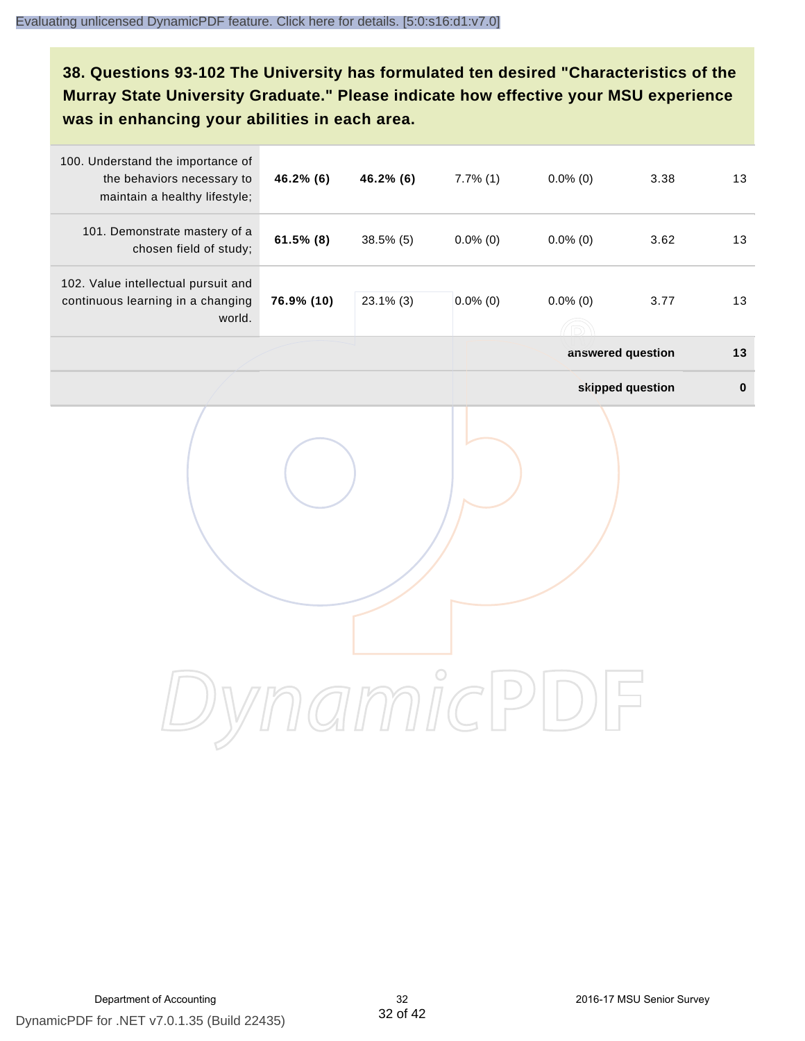## 38. Questions 93-102 The University has formulated ten desired "Characteristics of the Murray State University Graduate." Please indicate how effective your MSU experience was in enhancing your abilities in each area.

| | | | | | | |
|---|---|---|---|---|---|---|
| 100. Understand the importance of the behaviors necessary to maintain a healthy lifestyle; | **46.2% (6)** | **46.2% (6)** | 7.7% (1) | 0.0% (0) | 3.38 | 13 |
| 101. Demonstrate mastery of a chosen field of study; | **61.5% (8)** | 38.5% (5) | 0.0% (0) | 0.0% (0) | 3.62 | 13 |
| 102. Value intellectual pursuit and continuous learning in a changing world. | **76.9% (10)** | 23.1% (3) | 0.0% (0) | 0.0% (0) | 3.77 | 13 |
| | | | | | **answered question** | **13** |
| | | | | | **skipped question** | **0** |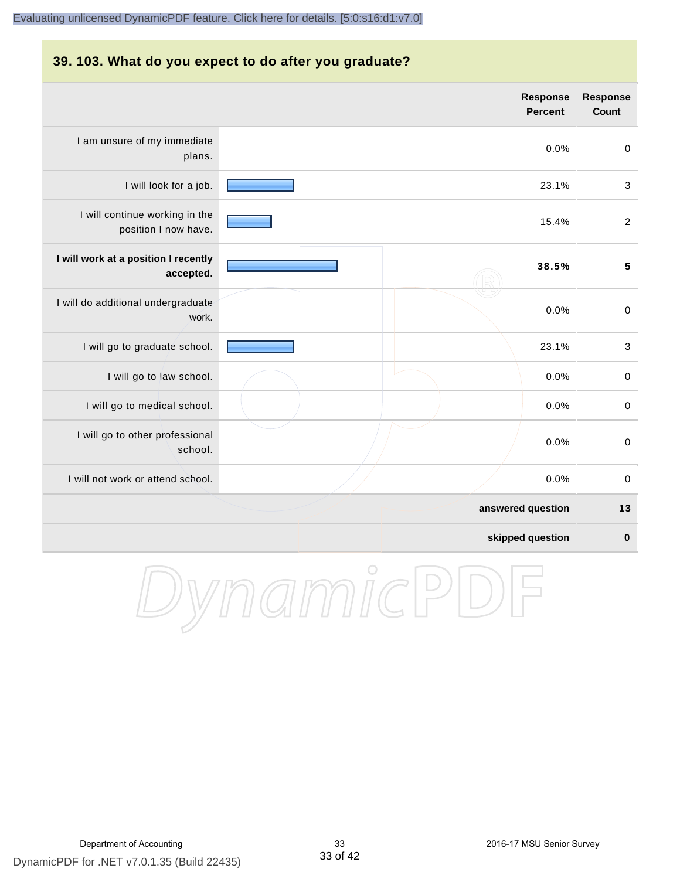## 39. 103. What do you expect to do after you graduate?

| | Response Percent | Response Count |
|---|---|---|
| I am unsure of my immediate plans. | 0.0% | 0 |
| I will look for a job. | 23.1% | 3 |
| I will continue working in the position I now have. | 15.4% | 2 |
| **I will work at a position I recently accepted.** | **38.5%** | **5** |
| I will do additional undergraduate work. | 0.0% | 0 |
| I will go to graduate school. | 23.1% | 3 |
| I will go to law school. | 0.0% | 0 |
| I will go to medical school. | 0.0% | 0 |
| I will go to other professional school. | 0.0% | 0 |
| I will not work or attend school. | 0.0% | 0 |
| | **answered question** | **13** |
| | **skipped question** | **0** |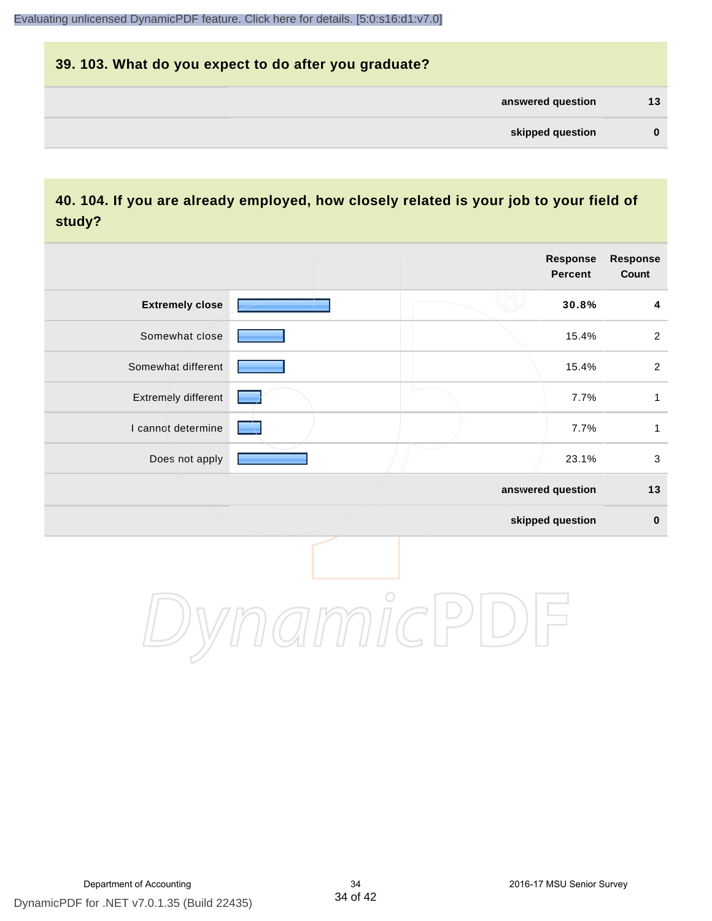## 39. 103. What do you expect to do after you graduate?

| | |
|---|---|
| answered question | 13 |
| skipped question | 0 |

## 40. 104. If you are already employed, how closely related is your job to your field of study?

| | Response Percent | Response Count |
|---|---|---|
| **Extremely close** | **30.8%** | **4** |
| Somewhat close | 15.4% | 2 |
| Somewhat different | 15.4% | 2 |
| Extremely different | 7.7% | 1 |
| I cannot determine | 7.7% | 1 |
| Does not apply | 23.1% | 3 |
| answered question | | 13 |
| skipped question | | 0 |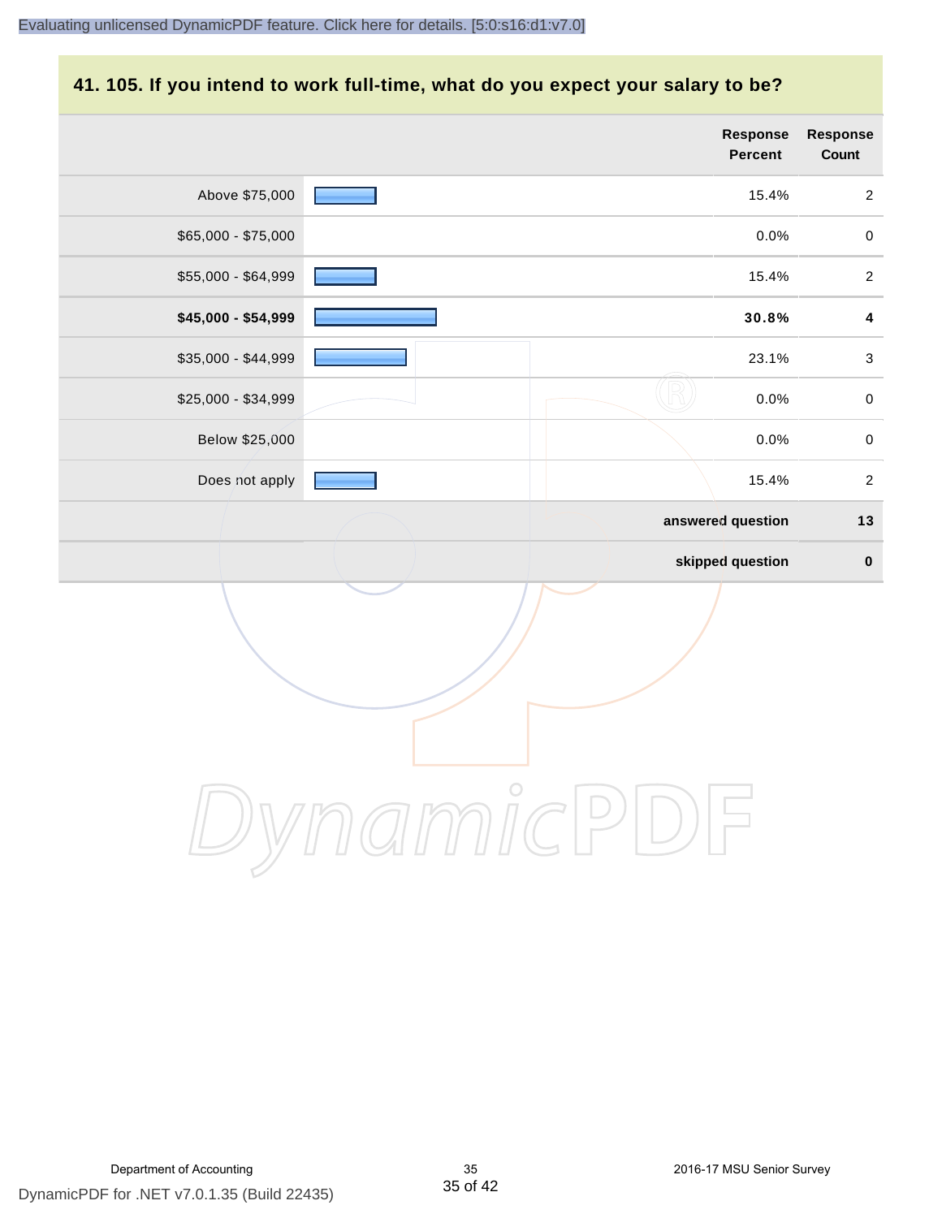## 41. 105. If you intend to work full-time, what do you expect your salary to be?

| | Response Percent | Response Count |
|---|---|---|
| Above $75,000 | 15.4% | 2 |
| $65,000 - $75,000 | 0.0% | 0 |
| $55,000 - $64,999 | 15.4% | 2 |
| **$45,000 - $54,999** | **30.8%** | **4** |
| $35,000 - $44,999 | 23.1% | 3 |
| $25,000 - $34,999 | 0.0% | 0 |
| Below $25,000 | 0.0% | 0 |
| Does not apply | 15.4% | 2 |
| | **answered question** | **13** |
| | **skipped question** | **0** |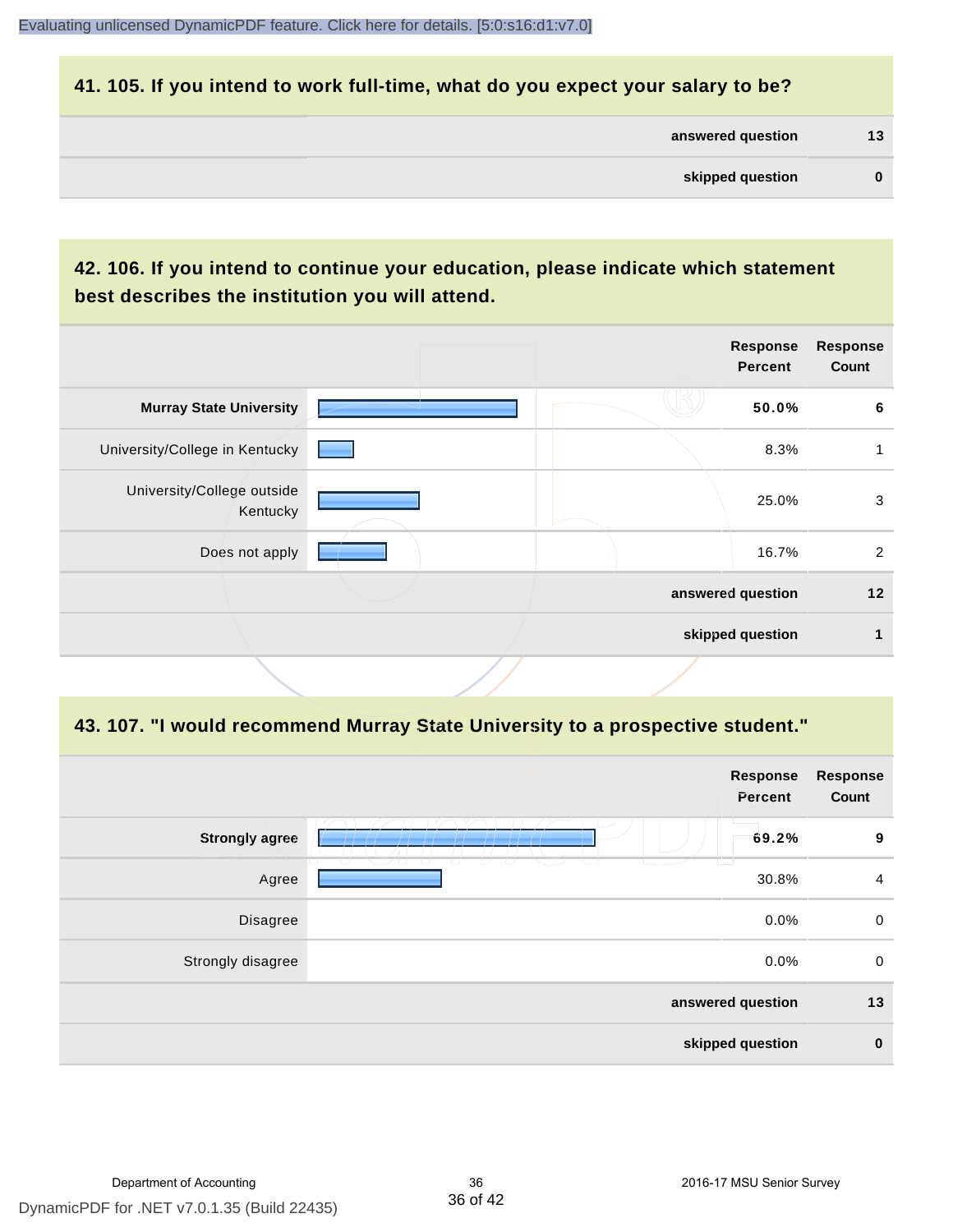## 41. 105. If you intend to work full-time, what do you expect your salary to be?

| | |
|---|---|
| **answered question** | **13** |
| **skipped question** | **0** |

## 42. 106. If you intend to continue your education, please indicate which statement best describes the institution you will attend.

| | Response Percent | Response Count |
|---|---|---|
| **Murray State University** | **50.0%** | **6** |
| University/College in Kentucky | 8.3% | 1 |
| University/College outside Kentucky | 25.0% | 3 |
| Does not apply | 16.7% | 2 |
| **answered question** | | **12** |
| **skipped question** | | **1** |

## 43. 107. "I would recommend Murray State University to a prospective student."

| | Response Percent | Response Count |
|---|---|---|
| **Strongly agree** | **69.2%** | **9** |
| Agree | 30.8% | 4 |
| Disagree | 0.0% | 0 |
| Strongly disagree | 0.0% | 0 |
| **answered question** | | **13** |
| **skipped question** | | **0** |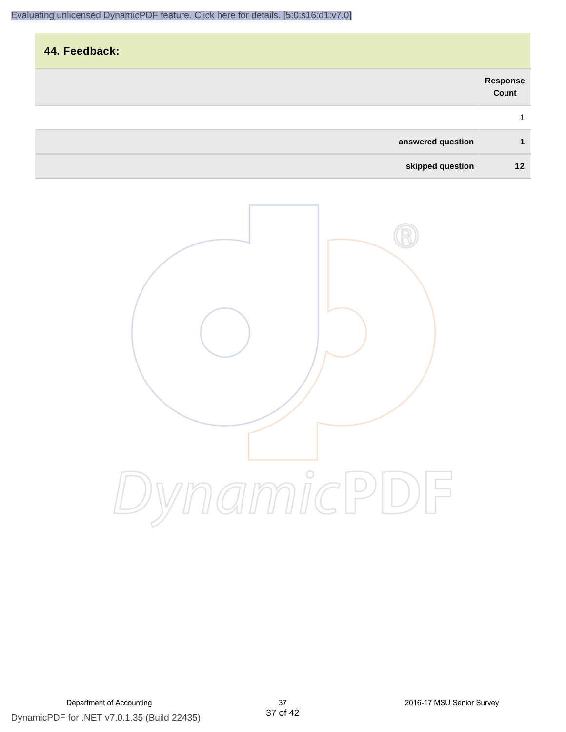## 44. Feedback:

| | Response Count |
|---|---|
| | 1 |
| **answered question** | **1** |
| **skipped question** | **12** |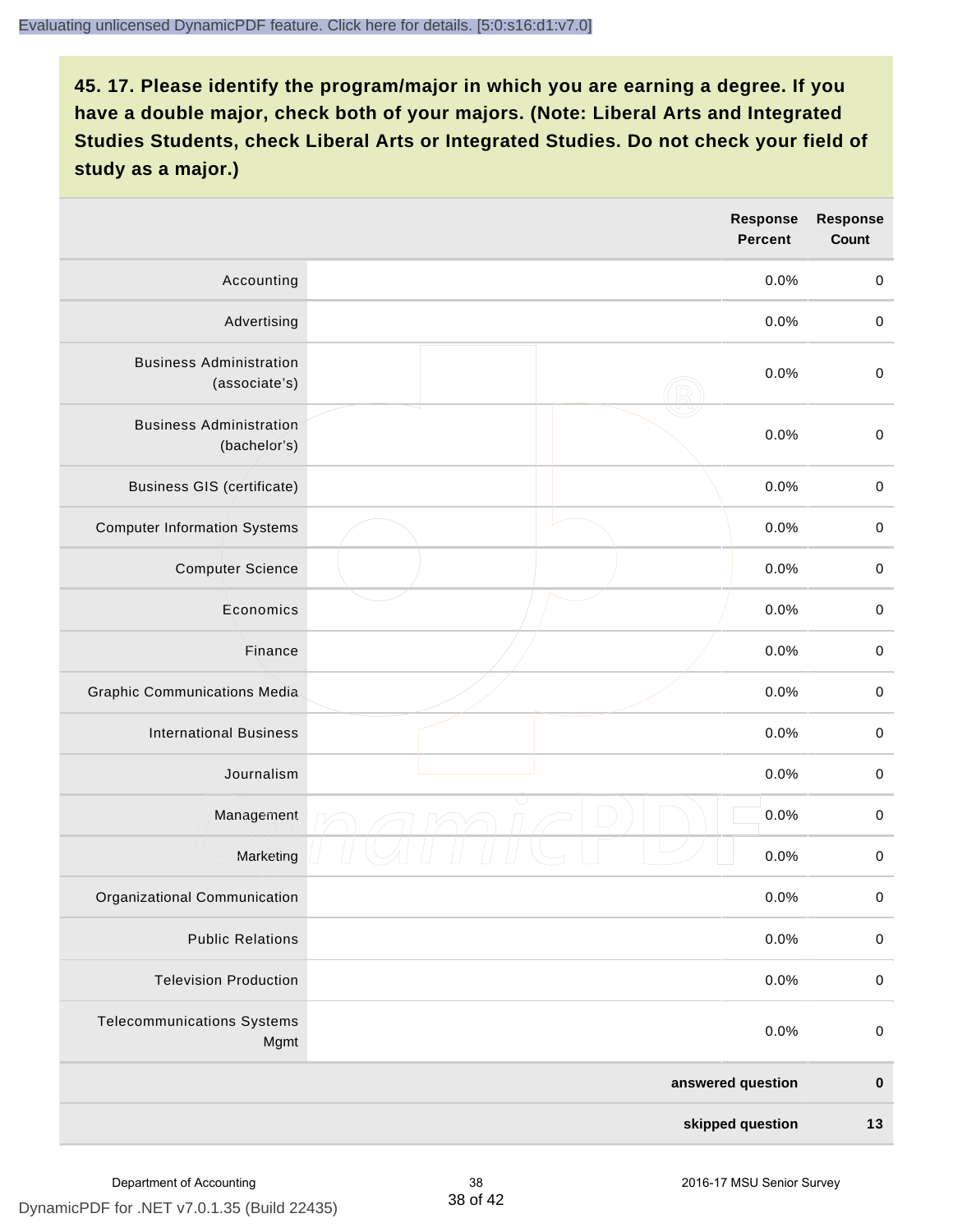**45. 17. Please identify the program/major in which you are earning a degree. If you have a double major, check both of your majors. (Note: Liberal Arts and Integrated Studies Students, check Liberal Arts or Integrated Studies. Do not check your field of study as a major.)**

| | Response Percent | Response Count |
|---|---|---|
| Accounting | 0.0% | 0 |
| Advertising | 0.0% | 0 |
| Business Administration (associate's) | 0.0% | 0 |
| Business Administration (bachelor's) | 0.0% | 0 |
| Business GIS (certificate) | 0.0% | 0 |
| Computer Information Systems | 0.0% | 0 |
| Computer Science | 0.0% | 0 |
| Economics | 0.0% | 0 |
| Finance | 0.0% | 0 |
| Graphic Communications Media | 0.0% | 0 |
| International Business | 0.0% | 0 |
| Journalism | 0.0% | 0 |
| Management | 0.0% | 0 |
| Marketing | 0.0% | 0 |
| Organizational Communication | 0.0% | 0 |
| Public Relations | 0.0% | 0 |
| Television Production | 0.0% | 0 |
| Telecommunications Systems Mgmt | 0.0% | 0 |
| | **answered question** | **0** |
| | **skipped question** | **13** |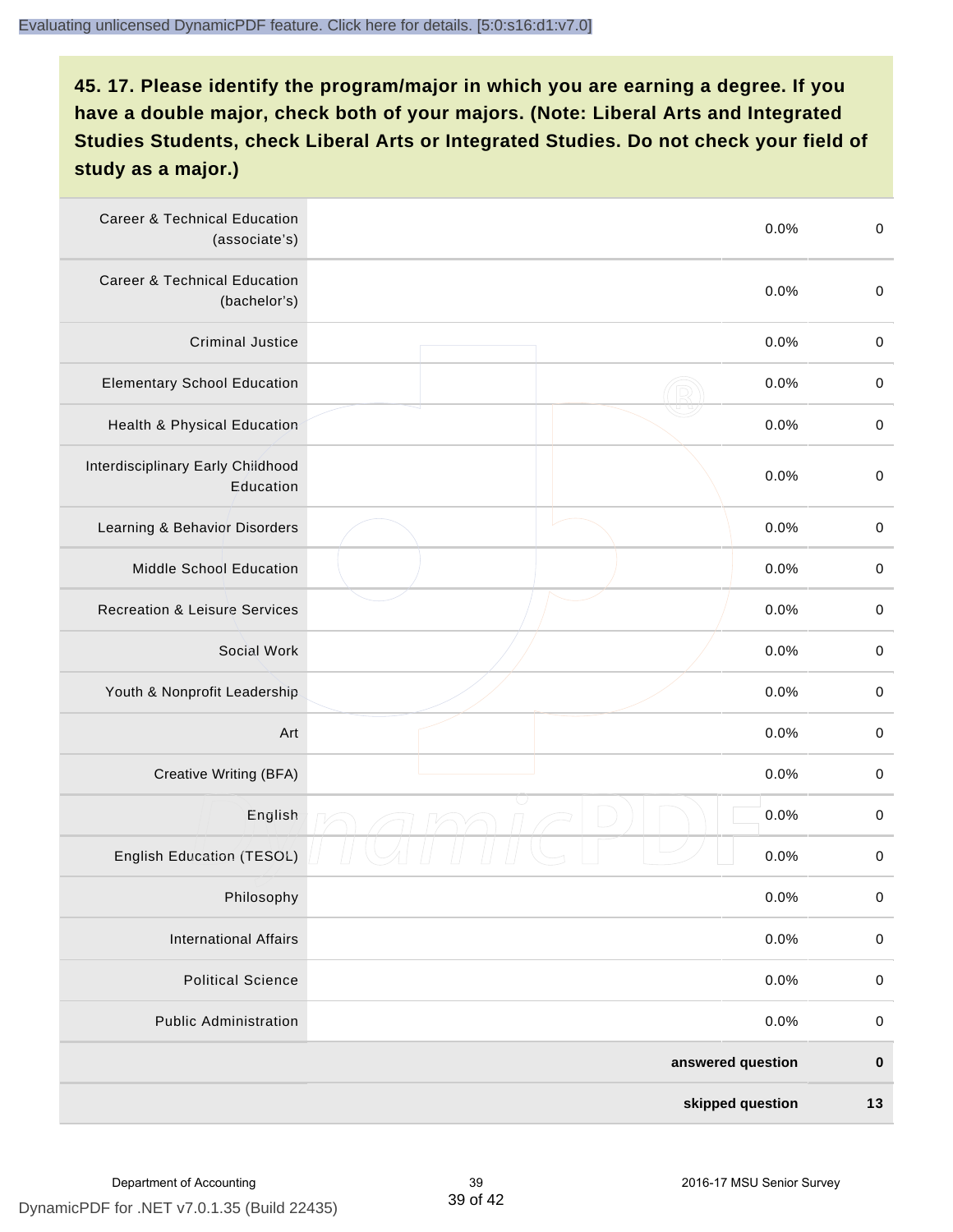Evaluating unlicensed DynamicPDF feature. Click here for details. [5:0:s16:d1:v7.0]

## 45. 17. Please identify the program/major in which you are earning a degree. If you have a double major, check both of your majors. (Note: Liberal Arts and Integrated Studies Students, check Liberal Arts or Integrated Studies. Do not check your field of study as a major.)

| | | | |
|---|---|---|---|
| Career & Technical Education (associate's) | | 0.0% | 0 |
| Career & Technical Education (bachelor's) | | 0.0% | 0 |
| Criminal Justice | | 0.0% | 0 |
| Elementary School Education | | 0.0% | 0 |
| Health & Physical Education | | 0.0% | 0 |
| Interdisciplinary Early Childhood Education | | 0.0% | 0 |
| Learning & Behavior Disorders | | 0.0% | 0 |
| Middle School Education | | 0.0% | 0 |
| Recreation & Leisure Services | | 0.0% | 0 |
| Social Work | | 0.0% | 0 |
| Youth & Nonprofit Leadership | | 0.0% | 0 |
| Art | | 0.0% | 0 |
| Creative Writing (BFA) | | 0.0% | 0 |
| English | | 0.0% | 0 |
| English Education (TESOL) | | 0.0% | 0 |
| Philosophy | | 0.0% | 0 |
| International Affairs | | 0.0% | 0 |
| Political Science | | 0.0% | 0 |
| Public Administration | | 0.0% | 0 |
| | | **answered question** | **0** |
| | | **skipped question** | **13** |

DynamicPDF for .NET v7.0.1.35 (Build 22435)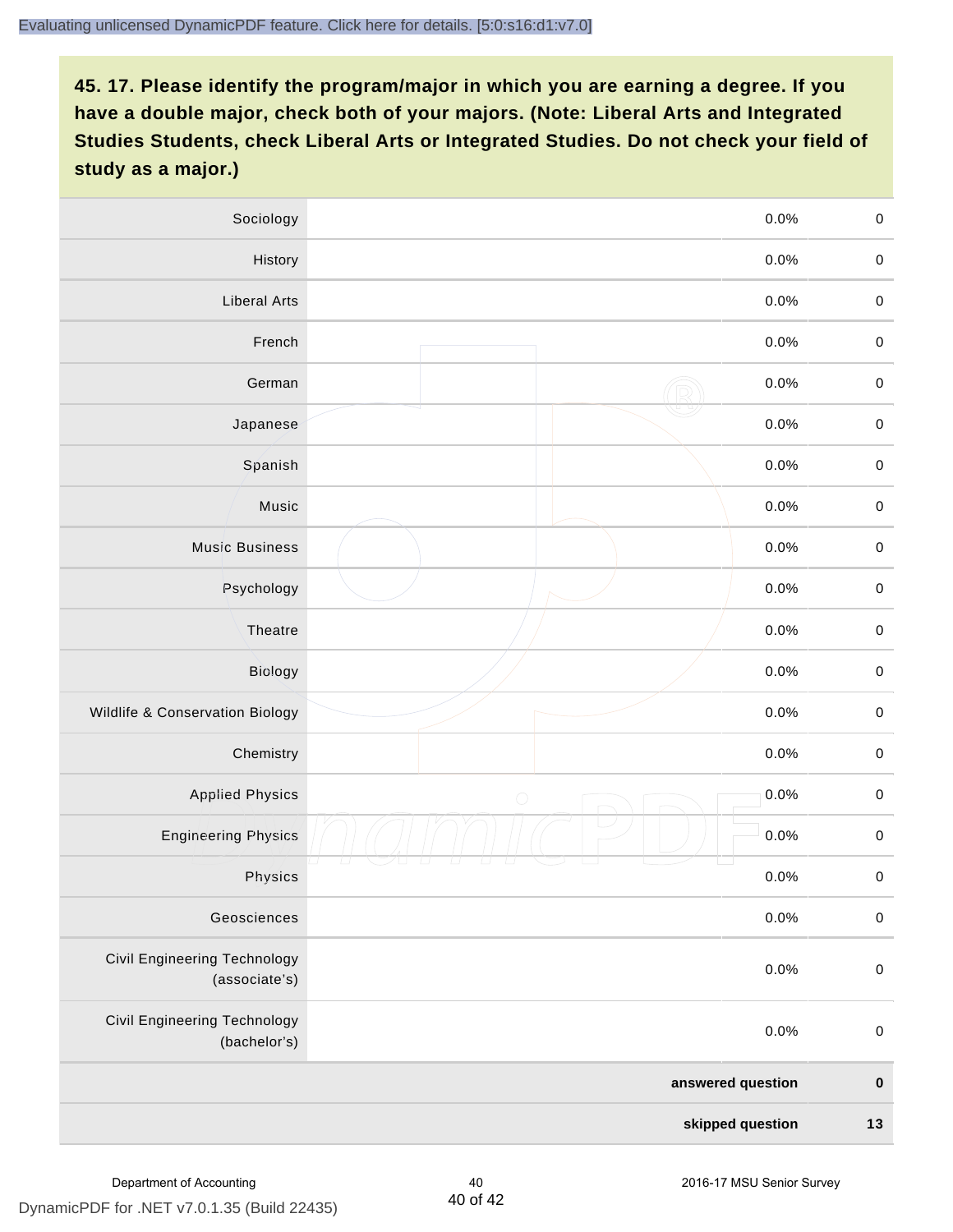**45. 17. Please identify the program/major in which you are earning a degree. If you have a double major, check both of your majors. (Note: Liberal Arts and Integrated Studies Students, check Liberal Arts or Integrated Studies. Do not check your field of study as a major.)**

| | | | |
|---|---|---|---|
| Sociology | | 0.0% | 0 |
| History | | 0.0% | 0 |
| Liberal Arts | | 0.0% | 0 |
| French | | 0.0% | 0 |
| German | | 0.0% | 0 |
| Japanese | | 0.0% | 0 |
| Spanish | | 0.0% | 0 |
| Music | | 0.0% | 0 |
| Music Business | | 0.0% | 0 |
| Psychology | | 0.0% | 0 |
| Theatre | | 0.0% | 0 |
| Biology | | 0.0% | 0 |
| Wildlife & Conservation Biology | | 0.0% | 0 |
| Chemistry | | 0.0% | 0 |
| Applied Physics | | 0.0% | 0 |
| Engineering Physics | | 0.0% | 0 |
| Physics | | 0.0% | 0 |
| Geosciences | | 0.0% | 0 |
| Civil Engineering Technology (associate's) | | 0.0% | 0 |
| Civil Engineering Technology (bachelor's) | | 0.0% | 0 |
| | | **answered question** | **0** |
| | | **skipped question** | **13** |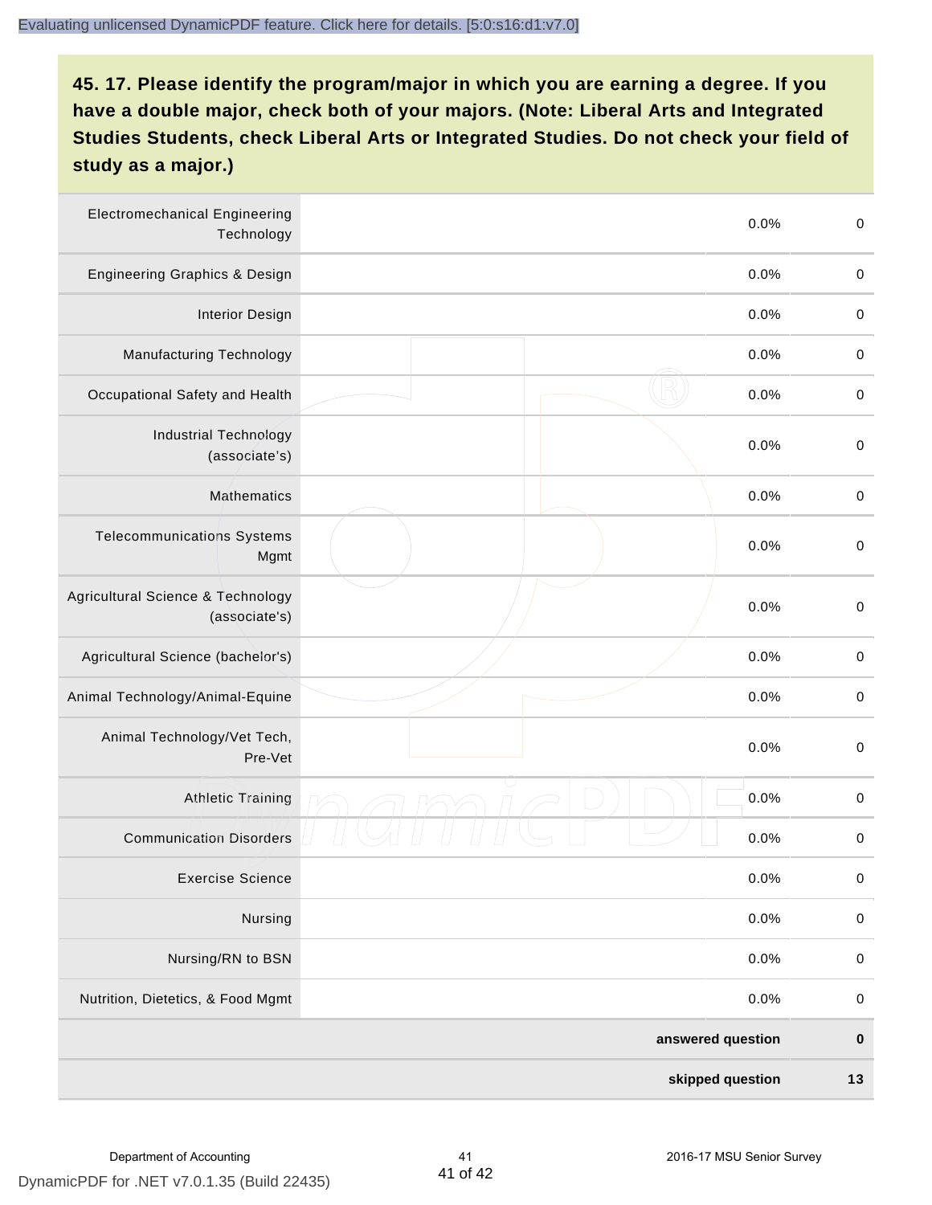## 45. 17. Please identify the program/major in which you are earning a degree. If you have a double major, check both of your majors. (Note: Liberal Arts and Integrated Studies Students, check Liberal Arts or Integrated Studies. Do not check your field of study as a major.)

| | | | |
|---|---|---|---|
| Electromechanical Engineering Technology | | 0.0% | 0 |
| Engineering Graphics & Design | | 0.0% | 0 |
| Interior Design | | 0.0% | 0 |
| Manufacturing Technology | | 0.0% | 0 |
| Occupational Safety and Health | | 0.0% | 0 |
| Industrial Technology (associate's) | | 0.0% | 0 |
| Mathematics | | 0.0% | 0 |
| Telecommunications Systems Mgmt | | 0.0% | 0 |
| Agricultural Science & Technology (associate's) | | 0.0% | 0 |
| Agricultural Science (bachelor's) | | 0.0% | 0 |
| Animal Technology/Animal-Equine | | 0.0% | 0 |
| Animal Technology/Vet Tech, Pre-Vet | | 0.0% | 0 |
| Athletic Training | | 0.0% | 0 |
| Communication Disorders | | 0.0% | 0 |
| Exercise Science | | 0.0% | 0 |
| Nursing | | 0.0% | 0 |
| Nursing/RN to BSN | | 0.0% | 0 |
| Nutrition, Dietetics, & Food Mgmt | | 0.0% | 0 |
| | | **answered question** | **0** |
| | | **skipped question** | **13** |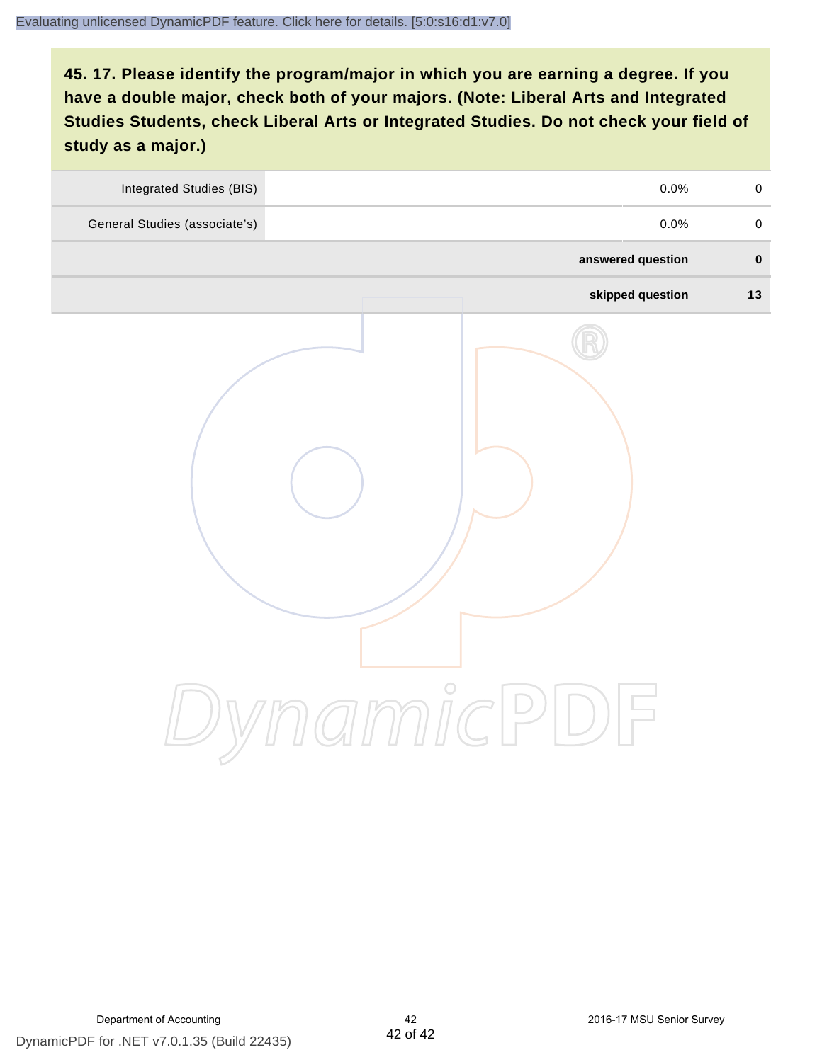**45. 17. Please identify the program/major in which you are earning a degree. If you have a double major, check both of your majors. (Note: Liberal Arts and Integrated Studies Students, check Liberal Arts or Integrated Studies. Do not check your field of study as a major.)**

| | | | |
|---|---|---|---|
| Integrated Studies (BIS) | | 0.0% | 0 |
| General Studies (associate's) | | 0.0% | 0 |
| | | **answered question** | **0** |
| | | **skipped question** | **13** |